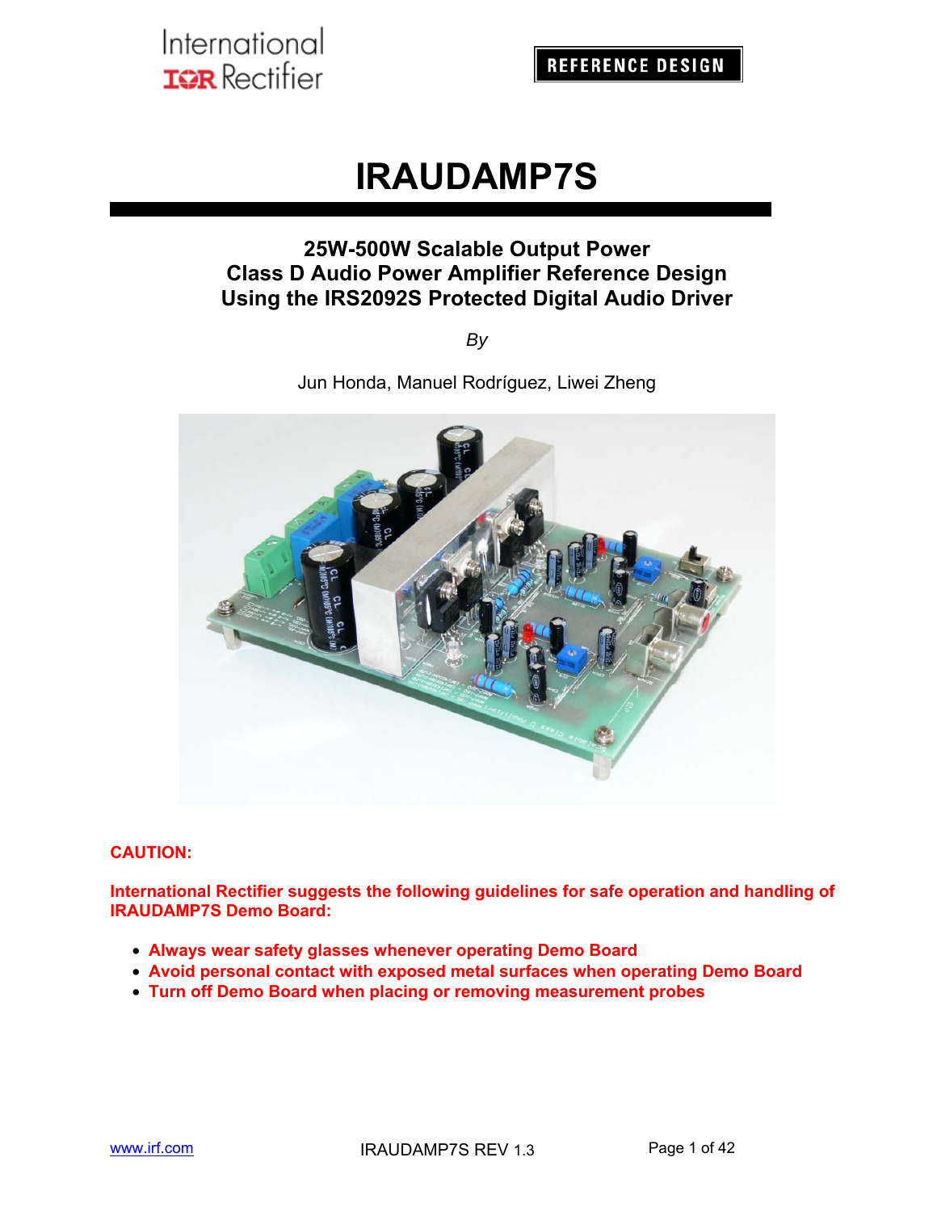International
IOR Rectifier

**REFERENCE DESIGN**

# IRAUDAMP7S

## 25W-500W Scalable Output Power
## Class D Audio Power Amplifier Reference Design
## Using the IRS2092S Protected Digital Audio Driver

*By*

Jun Honda, Manuel Rodríguez, Liwei Zheng

**CAUTION:**

**International Rectifier suggests the following guidelines for safe operation and handling of IRAUDAMP7S Demo Board:**

- **Always wear safety glasses whenever operating Demo Board**
- **Avoid personal contact with exposed metal surfaces when operating Demo Board**
- **Turn off Demo Board when placing or removing measurement probes**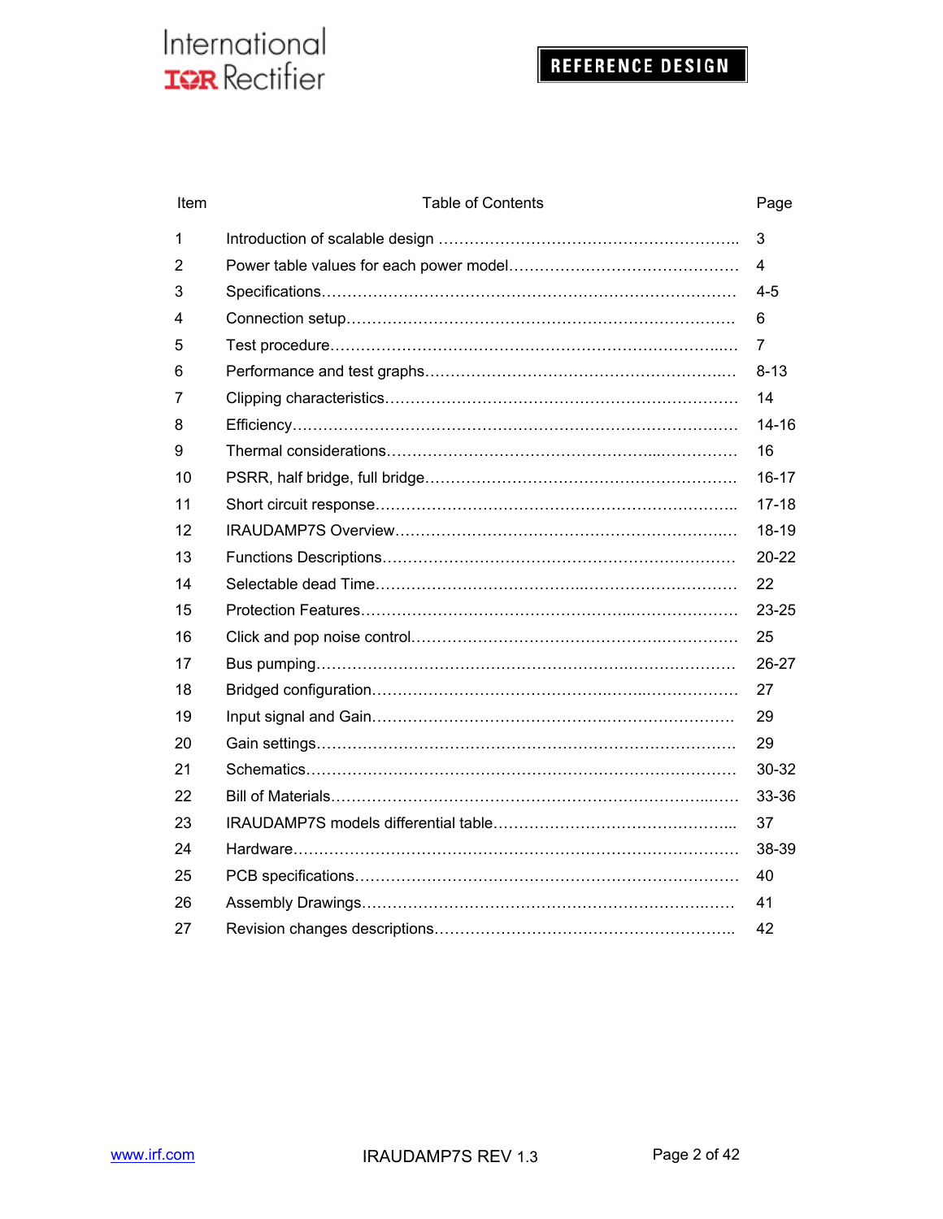| Item | Table of Contents | Page |
|---|---|---|
| 1 | Introduction of scalable design | 3 |
| 2 | Power table values for each power model | 4 |
| 3 | Specifications | 4-5 |
| 4 | Connection setup | 6 |
| 5 | Test procedure | 7 |
| 6 | Performance and test graphs | 8-13 |
| 7 | Clipping characteristics | 14 |
| 8 | Efficiency | 14-16 |
| 9 | Thermal considerations | 16 |
| 10 | PSRR, half bridge, full bridge | 16-17 |
| 11 | Short circuit response | 17-18 |
| 12 | IRAUDAMP7S Overview | 18-19 |
| 13 | Functions Descriptions | 20-22 |
| 14 | Selectable dead Time | 22 |
| 15 | Protection Features | 23-25 |
| 16 | Click and pop noise control | 25 |
| 17 | Bus pumping | 26-27 |
| 18 | Bridged configuration | 27 |
| 19 | Input signal and Gain | 29 |
| 20 | Gain settings | 29 |
| 21 | Schematics | 30-32 |
| 22 | Bill of Materials | 33-36 |
| 23 | IRAUDAMP7S models differential table | 37 |
| 24 | Hardware | 38-39 |
| 25 | PCB specifications | 40 |
| 26 | Assembly Drawings | 41 |
| 27 | Revision changes descriptions | 42 |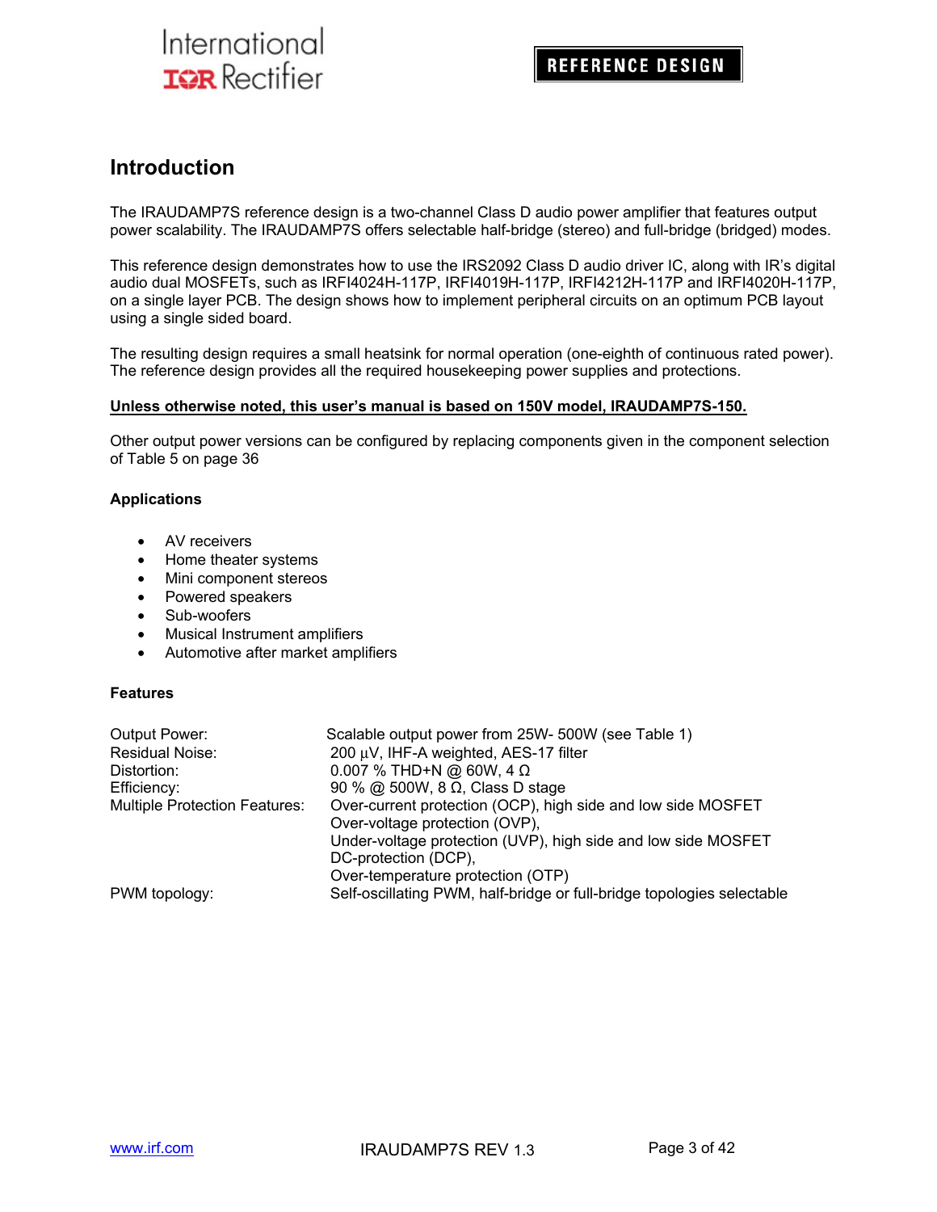## Introduction

The IRAUDAMP7S reference design is a two-channel Class D audio power amplifier that features output power scalability. The IRAUDAMP7S offers selectable half-bridge (stereo) and full-bridge (bridged) modes.

This reference design demonstrates how to use the IRS2092 Class D audio driver IC, along with IR's digital audio dual MOSFETs, such as IRFI4024H-117P, IRFI4019H-117P, IRFI4212H-117P and IRFI4020H-117P, on a single layer PCB. The design shows how to implement peripheral circuits on an optimum PCB layout using a single sided board.

The resulting design requires a small heatsink for normal operation (one-eighth of continuous rated power). The reference design provides all the required housekeeping power supplies and protections.

**Unless otherwise noted, this user's manual is based on 150V model, IRAUDAMP7S-150.**

Other output power versions can be configured by replacing components given in the component selection of Table 5 on page 36

### Applications

- AV receivers
- Home theater systems
- Mini component stereos
- Powered speakers
- Sub-woofers
- Musical Instrument amplifiers
- Automotive after market amplifiers

### Features

| | |
|---|---|
| Output Power: | Scalable output power from 25W- 500W (see Table 1) |
| Residual Noise: | 200 µV, IHF-A weighted, AES-17 filter |
| Distortion: | 0.007 % THD+N @ 60W, 4 Ω |
| Efficiency: | 90 % @ 500W, 8 Ω, Class D stage |
| Multiple Protection Features: | Over-current protection (OCP), high side and low side MOSFET<br>Over-voltage protection (OVP),<br>Under-voltage protection (UVP), high side and low side MOSFET<br>DC-protection (DCP),<br>Over-temperature protection (OTP) |
| PWM topology: | Self-oscillating PWM, half-bridge or full-bridge topologies selectable |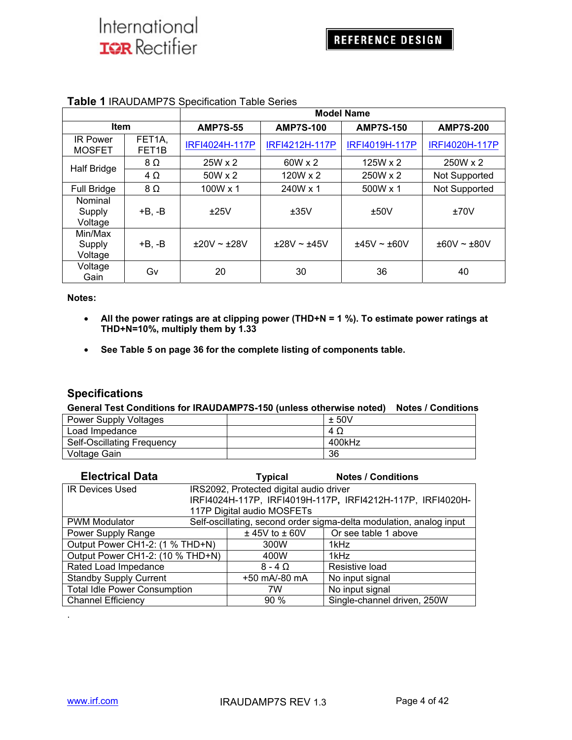**Table 1** IRAUDAMP7S Specification Table Series

| Item | | Model Name | | | |
|---|---|---|---|---|---|
| | | AMP7S-55 | AMP7S-100 | AMP7S-150 | AMP7S-200 |
| IR Power MOSFET | FET1A, FET1B | IRFI4024H-117P | IRFI4212H-117P | IRFI4019H-117P | IRFI4020H-117P |
| Half Bridge | 8 Ω | 25W x 2 | 60W x 2 | 125W x 2 | 250W x 2 |
| | 4 Ω | 50W x 2 | 120W x 2 | 250W x 2 | Not Supported |
| Full Bridge | 8 Ω | 100W x 1 | 240W x 1 | 500W x 1 | Not Supported |
| Nominal Supply Voltage | +B, -B | ±25V | ±35V | ±50V | ±70V |
| Min/Max Supply Voltage | +B, -B | ±20V ~ ±28V | ±28V ~ ±45V | ±45V ~ ±60V | ±60V ~ ±80V |
| Voltage Gain | Gv | 20 | 30 | 36 | 40 |

**Notes:**

- **All the power ratings are at clipping power (THD+N = 1 %). To estimate power ratings at THD+N=10%, multiply them by 1.33**
- **See Table 5 on page 36 for the complete listing of components table.**

## Specifications

**General Test Conditions for IRAUDAMP7S-150 (unless otherwise noted)** **Notes / Conditions**

| | | |
|---|---|---|
| Power Supply Voltages | | ± 50V |
| Load Impedance | | 4 Ω |
| Self-Oscillating Frequency | | 400kHz |
| Voltage Gain | | 36 |

| Electrical Data | Typical | Notes / Conditions |
|---|---|---|
| IR Devices Used | IRS2092, Protected digital audio driver IRFI4024H-117P, IRFI4019H-117P, IRFI4212H-117P, IRFI4020H-117P Digital audio MOSFETs | |
| PWM Modulator | Self-oscillating, second order sigma-delta modulation, analog input | |
| Power Supply Range | ± 45V to ± 60V | Or see table 1 above |
| Output Power CH1-2: (1 % THD+N) | 300W | 1kHz |
| Output Power CH1-2: (10 % THD+N) | 400W | 1kHz |
| Rated Load Impedance | 8 - 4 Ω | Resistive load |
| Standby Supply Current | +50 mA/-80 mA | No input signal |
| Total Idle Power Consumption | 7W | No input signal |
| Channel Efficiency | 90 % | Single-channel driven, 250W |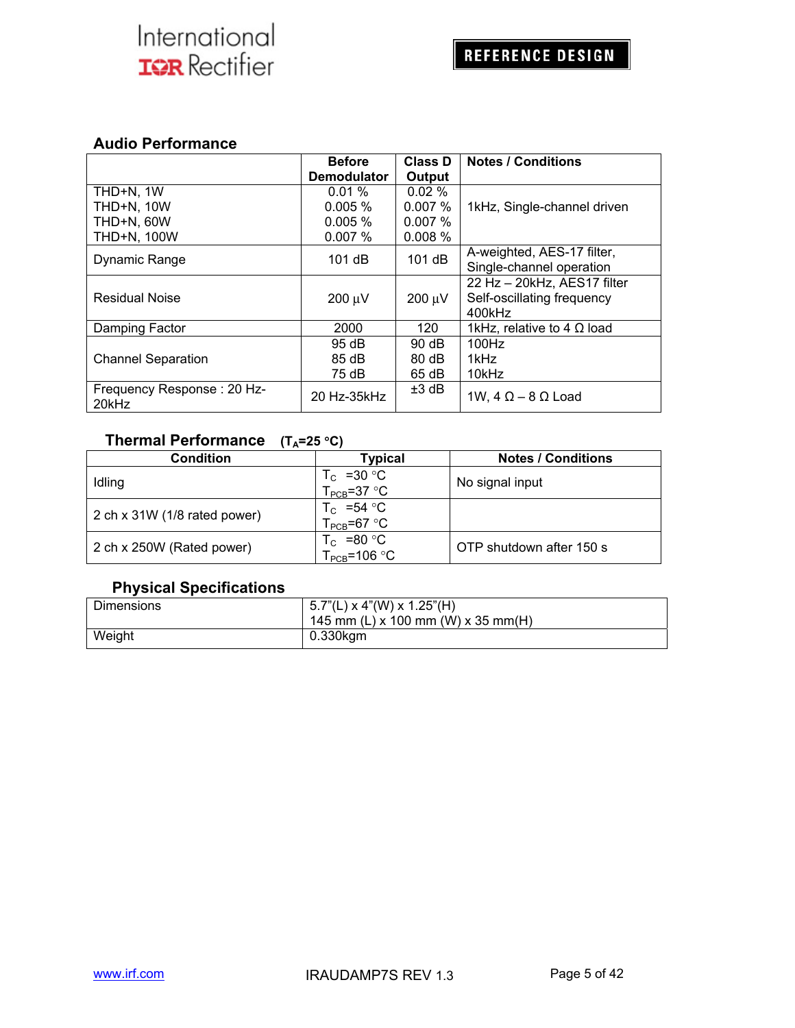## Audio Performance

| | Before Demodulator | Class D Output | Notes / Conditions |
|---|---|---|---|
| THD+N, 1W<br>THD+N, 10W<br>THD+N, 60W<br>THD+N, 100W | 0.01 %<br>0.005 %<br>0.005 %<br>0.007 % | 0.02 %<br>0.007 %<br>0.007 %<br>0.008 % | 1kHz, Single-channel driven |
| Dynamic Range | 101 dB | 101 dB | A-weighted, AES-17 filter, Single-channel operation |
| Residual Noise | 200 µV | 200 µV | 22 Hz – 20kHz, AES17 filter<br>Self-oscillating frequency 400kHz |
| Damping Factor | 2000 | 120 | 1kHz, relative to 4 Ω load |
| Channel Separation | 95 dB<br>85 dB<br>75 dB | 90 dB<br>80 dB<br>65 dB | 100Hz<br>1kHz<br>10kHz |
| Frequency Response : 20 Hz-20kHz | 20 Hz-35kHz | ±3 dB | 1W, 4 Ω – 8 Ω Load |

## Thermal Performance ($T_A$=25 °C)

| Condition | Typical | Notes / Conditions |
|---|---|---|
| Idling | $T_C$ =30 °C<br>$T_{PCB}$=37 °C | No signal input |
| 2 ch x 31W (1/8 rated power) | $T_C$ =54 °C<br>$T_{PCB}$=67 °C | |
| 2 ch x 250W (Rated power) | $T_C$ =80 °C<br>$T_{PCB}$=106 °C | OTP shutdown after 150 s |

## Physical Specifications

| | |
|---|---|
| Dimensions | 5.7"(L) x 4"(W) x 1.25"(H)<br>145 mm (L) x 100 mm (W) x 35 mm(H) |
| Weight | 0.330kgm |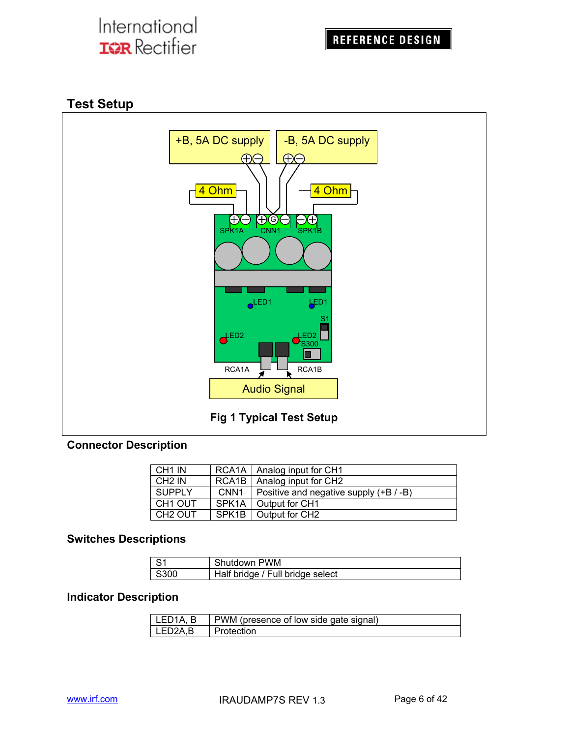## Test Setup

Fig 1 Typical Test Setup

### Connector Description

| CH1 IN | RCA1A | Analog input for CH1 |
|---|---|---|
| CH2 IN | RCA1B | Analog input for CH2 |
| SUPPLY | CNN1 | Positive and negative supply (+B / -B) |
| CH1 OUT | SPK1A | Output for CH1 |
| CH2 OUT | SPK1B | Output for CH2 |

### Switches Descriptions

| S1 | Shutdown PWM |
|---|---|
| S300 | Half bridge / Full bridge select |

### Indicator Description

| LED1A, B | PWM (presence of low side gate signal) |
|---|---|
| LED2A,B | Protection |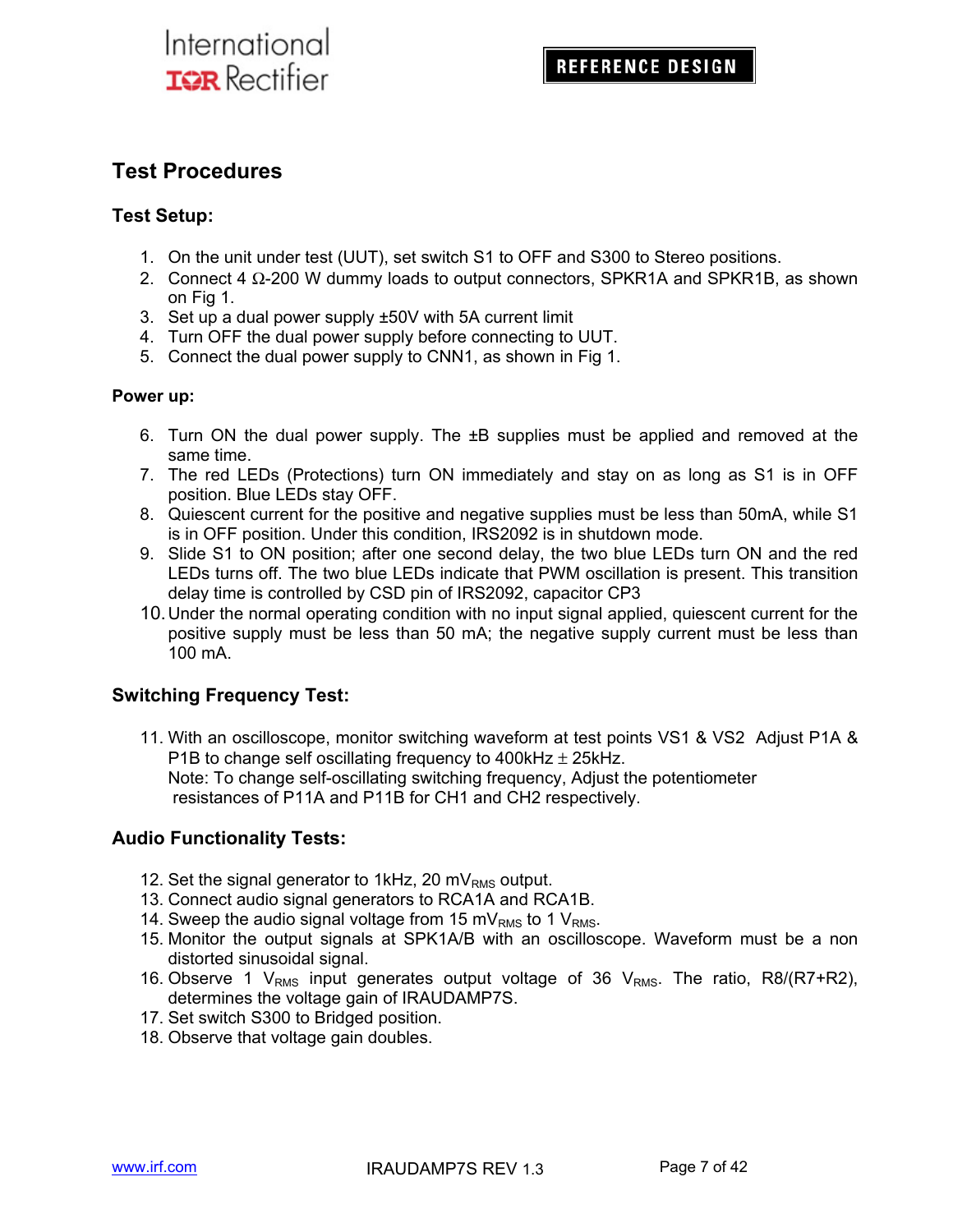## Test Procedures

### Test Setup:

1. On the unit under test (UUT), set switch S1 to OFF and S300 to Stereo positions.
2. Connect 4 Ω-200 W dummy loads to output connectors, SPKR1A and SPKR1B, as shown on Fig 1.
3. Set up a dual power supply ±50V with 5A current limit
4. Turn OFF the dual power supply before connecting to UUT.
5. Connect the dual power supply to CNN1, as shown in Fig 1.

#### Power up:

6. Turn ON the dual power supply. The ±B supplies must be applied and removed at the same time.
7. The red LEDs (Protections) turn ON immediately and stay on as long as S1 is in OFF position. Blue LEDs stay OFF.
8. Quiescent current for the positive and negative supplies must be less than 50mA, while S1 is in OFF position. Under this condition, IRS2092 is in shutdown mode.
9. Slide S1 to ON position; after one second delay, the two blue LEDs turn ON and the red LEDs turns off. The two blue LEDs indicate that PWM oscillation is present. This transition delay time is controlled by CSD pin of IRS2092, capacitor CP3
10. Under the normal operating condition with no input signal applied, quiescent current for the positive supply must be less than 50 mA; the negative supply current must be less than 100 mA.

### Switching Frequency Test:

11. With an oscilloscope, monitor switching waveform at test points VS1 & VS2 Adjust P1A & P1B to change self oscillating frequency to 400kHz ± 25kHz.
    Note: To change self-oscillating switching frequency, Adjust the potentiometer resistances of P11A and P11B for CH1 and CH2 respectively.

### Audio Functionality Tests:

12. Set the signal generator to 1kHz, 20 $mV_{RMS}$ output.
13. Connect audio signal generators to RCA1A and RCA1B.
14. Sweep the audio signal voltage from 15 $mV_{RMS}$ to 1 $V_{RMS}$.
15. Monitor the output signals at SPK1A/B with an oscilloscope. Waveform must be a non distorted sinusoidal signal.
16. Observe 1 $V_{RMS}$ input generates output voltage of 36 $V_{RMS}$. The ratio, R8/(R7+R2), determines the voltage gain of IRAUDAMP7S.
17. Set switch S300 to Bridged position.
18. Observe that voltage gain doubles.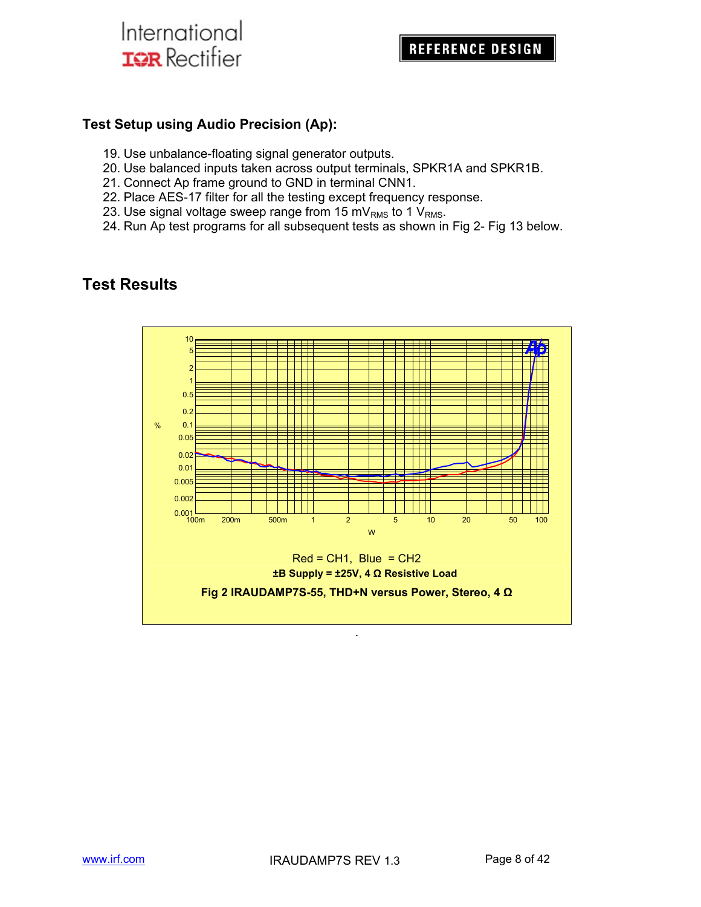**Test Setup using Audio Precision (Ap):**

19. Use unbalance-floating signal generator outputs.
20. Use balanced inputs taken across output terminals, SPKR1A and SPKR1B.
21. Connect Ap frame ground to GND in terminal CNN1.
22. Place AES-17 filter for all the testing except frequency response.
23. Use signal voltage sweep range from 15 $mV_{RMS}$ to 1 $V_{RMS}$.
24. Run Ap test programs for all subsequent tests as shown in Fig 2- Fig 13 below.

## Test Results

Red = CH1, Blue = CH2

**±B Supply = ±25V, 4 Ω Resistive Load**

**Fig 2 IRAUDAMP7S-55, THD+N versus Power, Stereo, 4 Ω**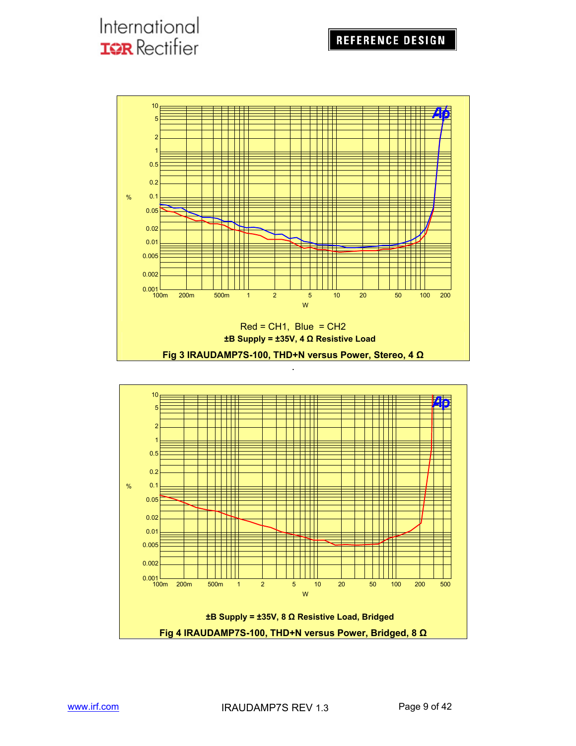Red = CH1, Blue = CH2

**±B Supply = ±35V, 4 Ω Resistive Load**

**Fig 3 IRAUDAMP7S-100, THD+N versus Power, Stereo, 4 Ω**

**±B Supply = ±35V, 8 Ω Resistive Load, Bridged**

**Fig 4 IRAUDAMP7S-100, THD+N versus Power, Bridged, 8 Ω**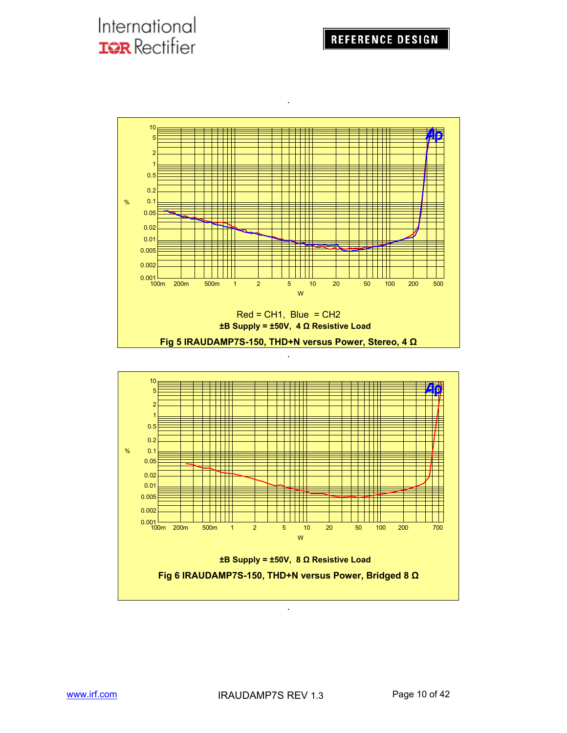Red = CH1, Blue = CH2

**±B Supply = ±50V, 4 Ω Resistive Load**

**Fig 5 IRAUDAMP7S-150, THD+N versus Power, Stereo, 4 Ω**

**±B Supply = ±50V, 8 Ω Resistive Load**

**Fig 6 IRAUDAMP7S-150, THD+N versus Power, Bridged 8 Ω**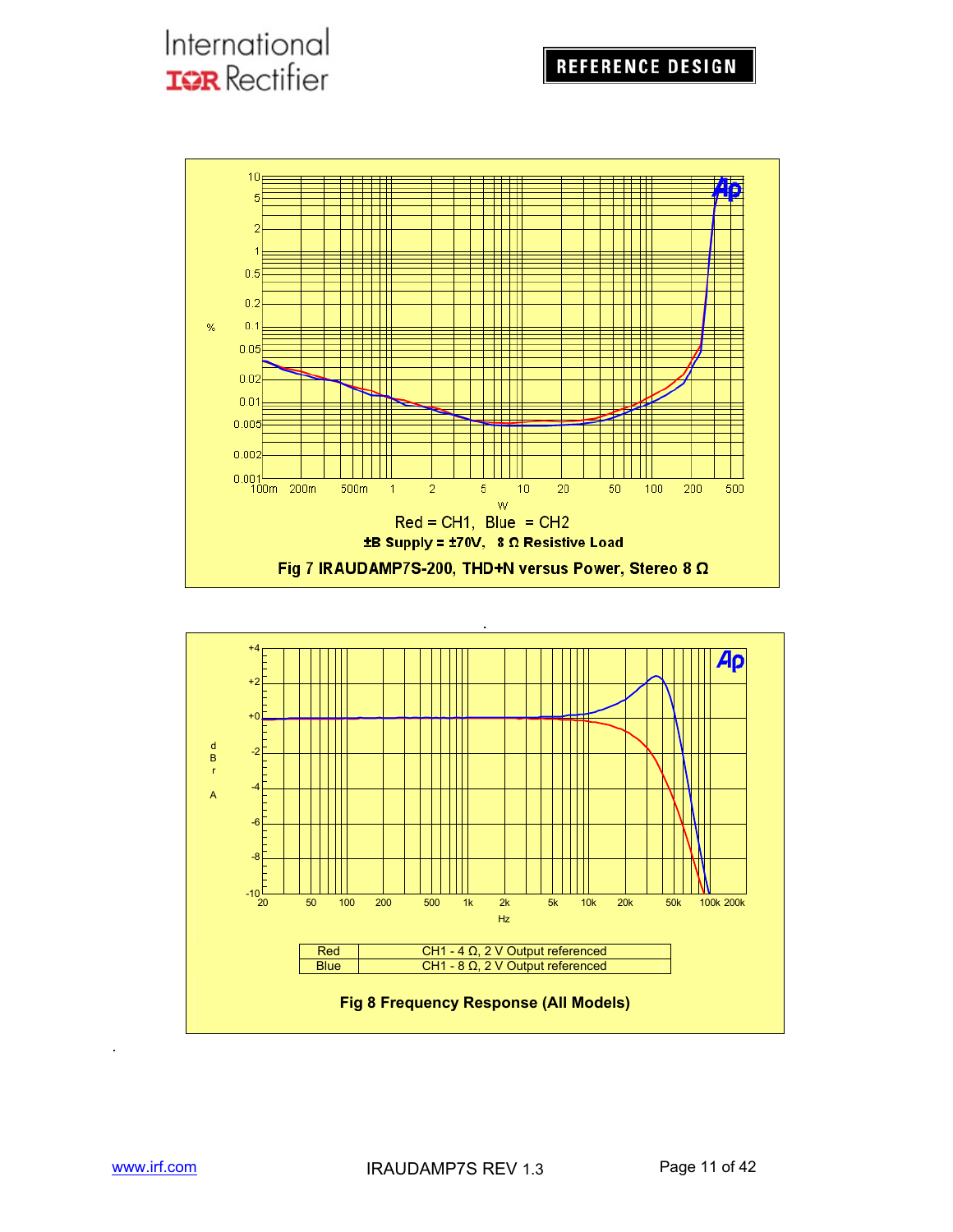Red = CH1, Blue = CH2

±B Supply = ±70V, 8 Ω Resistive Load

**Fig 7 IRAUDAMP7S-200, THD+N versus Power, Stereo 8 Ω**

| Red | CH1 - 4 Ω, 2 V Output referenced |
|---|---|
| Blue | CH1 - 8 Ω, 2 V Output referenced |

**Fig 8 Frequency Response (All Models)**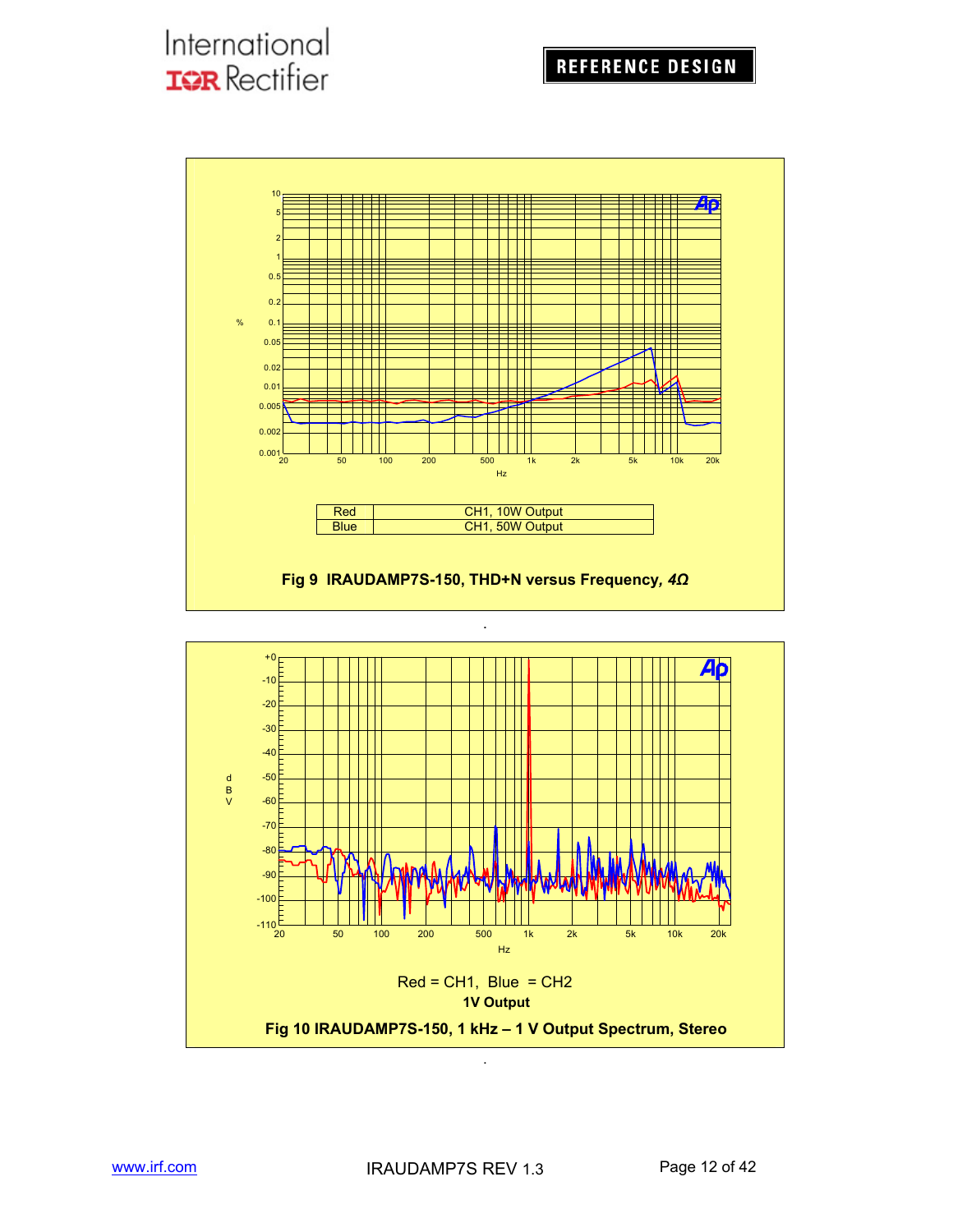| Red | CH1, 10W Output |
| --- | --- |
| Blue | CH1, 50W Output |

**Fig 9 IRAUDAMP7S-150, THD+N versus Frequency, *4Ω***

Red = CH1, Blue = CH2

**1V Output**

**Fig 10 IRAUDAMP7S-150, 1 kHz – 1 V Output Spectrum, Stereo**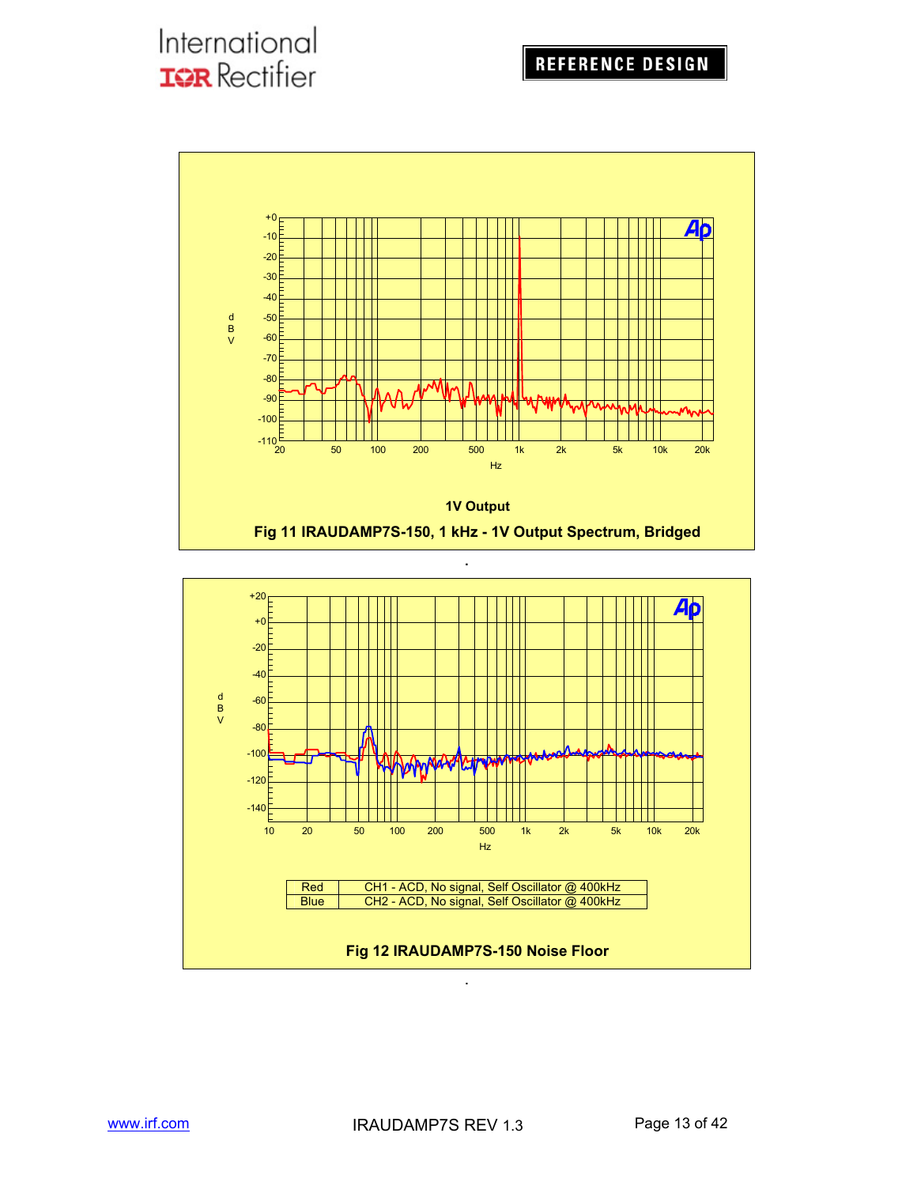1V Output

Fig 11 IRAUDAMP7S-150, 1 kHz - 1V Output Spectrum, Bridged

| Red | CH1 - ACD, No signal, Self Oscillator @ 400kHz |
|---|---|
| Blue | CH2 - ACD, No signal, Self Oscillator @ 400kHz |

Fig 12 IRAUDAMP7S-150 Noise Floor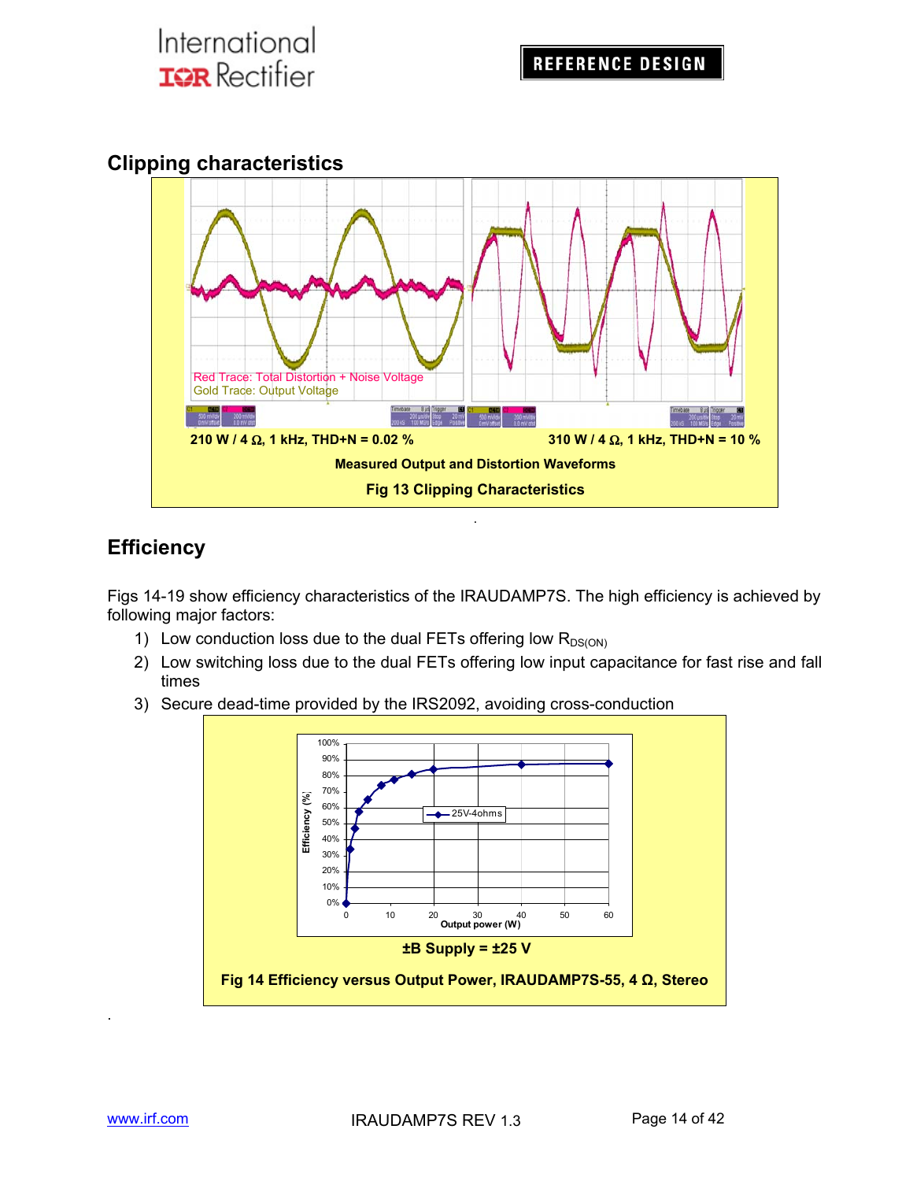## Clipping characteristics

Red Trace: Total Distortion + Noise Voltage
Gold Trace: Output Voltage

210 W / 4 Ω, 1 kHz, THD+N = 0.02 %

310 W / 4 Ω, 1 kHz, THD+N = 10 %

**Measured Output and Distortion Waveforms**

**Fig 13 Clipping Characteristics**

## Efficiency

Figs 14-19 show efficiency characteristics of the IRAUDAMP7S. The high efficiency is achieved by following major factors:

1) Low conduction loss due to the dual FETs offering low $R_{DS(ON)}$
2) Low switching loss due to the dual FETs offering low input capacitance for fast rise and fall times
3) Secure dead-time provided by the IRS2092, avoiding cross-conduction

**±B Supply = ±25 V**

**Fig 14 Efficiency versus Output Power, IRAUDAMP7S-55, 4 Ω, Stereo**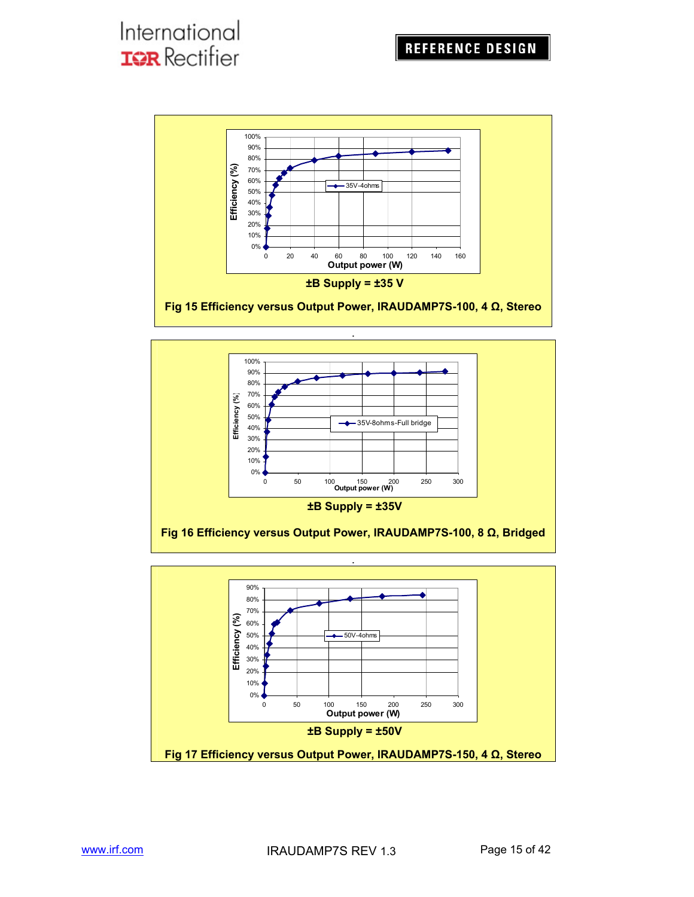±B Supply = ±35 V

**Fig 15 Efficiency versus Output Power, IRAUDAMP7S-100, 4 Ω, Stereo**

±B Supply = ±35V

**Fig 16 Efficiency versus Output Power, IRAUDAMP7S-100, 8 Ω, Bridged**

±B Supply = ±50V

**Fig 17 Efficiency versus Output Power, IRAUDAMP7S-150, 4 Ω, Stereo**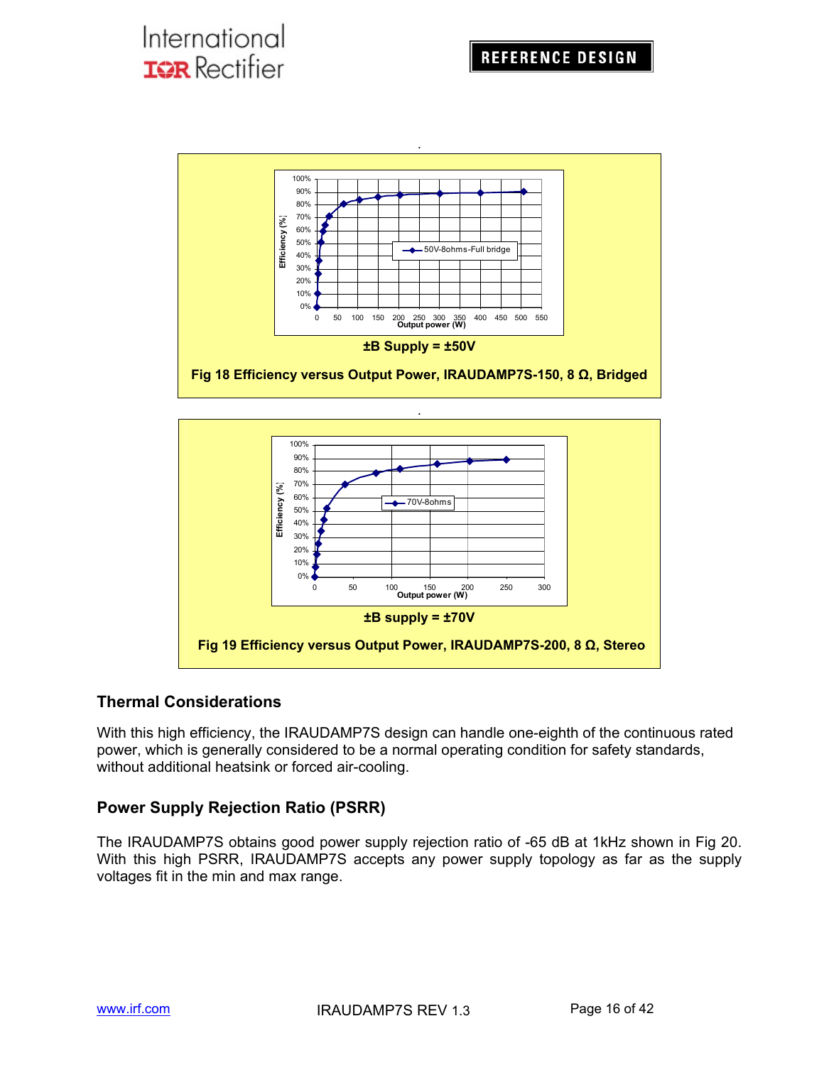±B Supply = ±50V

Fig 18 Efficiency versus Output Power, IRAUDAMP7S-150, 8 Ω, Bridged

±B supply = ±70V

Fig 19 Efficiency versus Output Power, IRAUDAMP7S-200, 8 Ω, Stereo

## Thermal Considerations

With this high efficiency, the IRAUDAMP7S design can handle one-eighth of the continuous rated power, which is generally considered to be a normal operating condition for safety standards, without additional heatsink or forced air-cooling.

## Power Supply Rejection Ratio (PSRR)

The IRAUDAMP7S obtains good power supply rejection ratio of -65 dB at 1kHz shown in Fig 20. With this high PSRR, IRAUDAMP7S accepts any power supply topology as far as the supply voltages fit in the min and max range.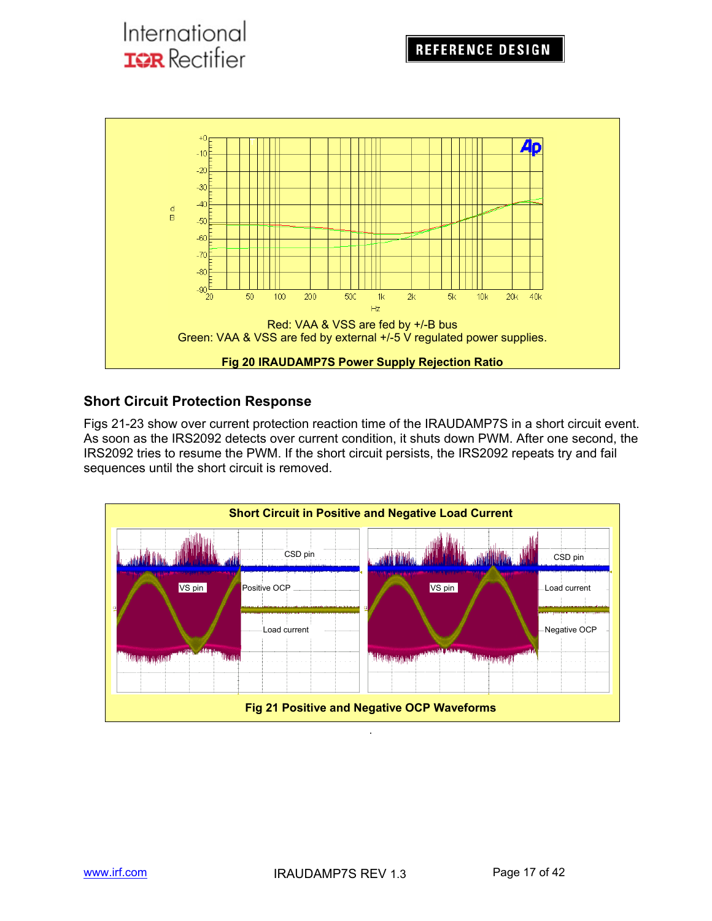Red: VAA & VSS are fed by +/-B bus
Green: VAA & VSS are fed by external +/-5 V regulated power supplies.

**Fig 20 IRAUDAMP7S Power Supply Rejection Ratio**

## Short Circuit Protection Response

Figs 21-23 show over current protection reaction time of the IRAUDAMP7S in a short circuit event. As soon as the IRS2092 detects over current condition, it shuts down PWM. After one second, the IRS2092 tries to resume the PWM. If the short circuit persists, the IRS2092 repeats try and fail sequences until the short circuit is removed.

**Short Circuit in Positive and Negative Load Current**

**Fig 21 Positive and Negative OCP Waveforms**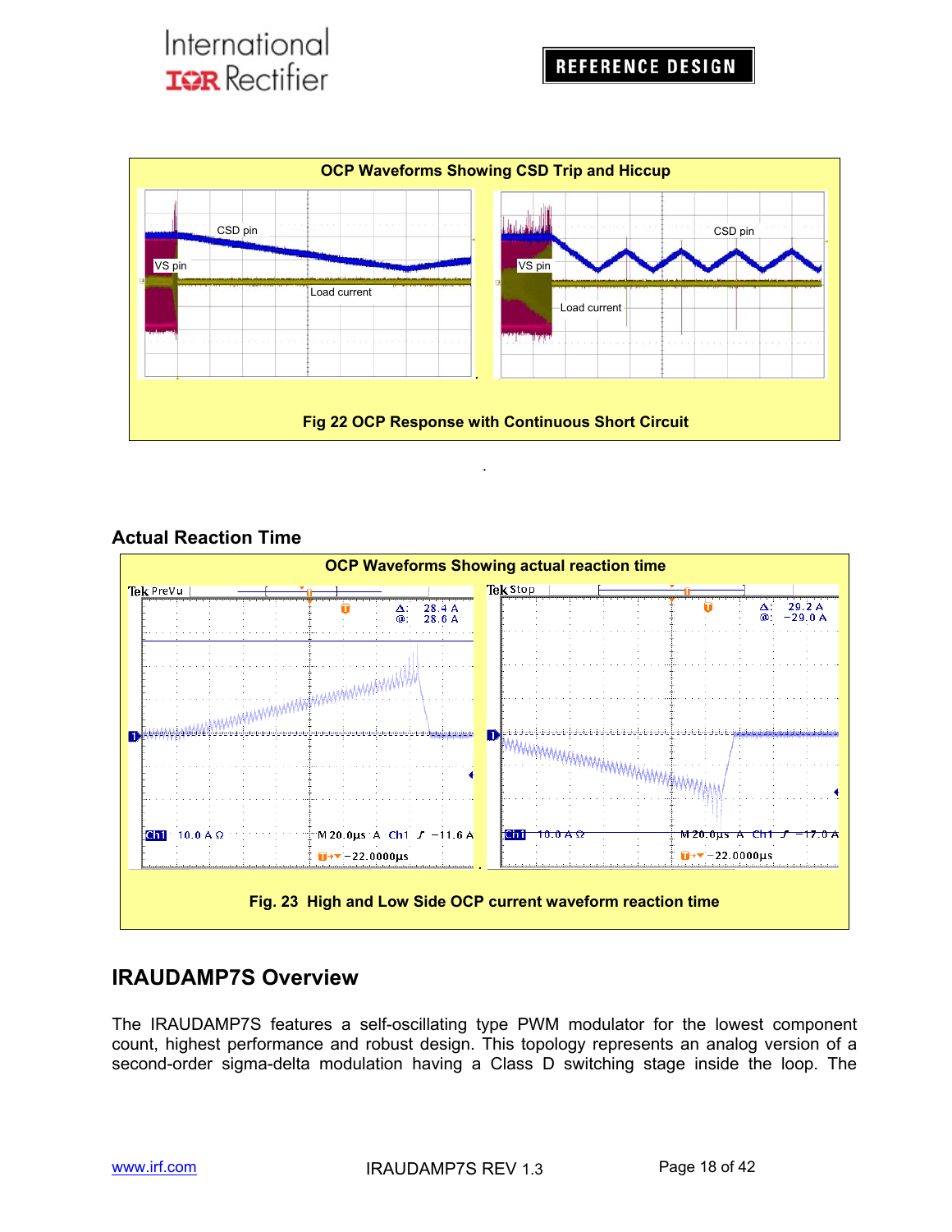**OCP Waveforms Showing CSD Trip and Hiccup**

Fig 22 OCP Response with Continuous Short Circuit

### Actual Reaction Time

**OCP Waveforms Showing actual reaction time**

Fig. 23 High and Low Side OCP current waveform reaction time

## IRAUDAMP7S Overview

The IRAUDAMP7S features a self-oscillating type PWM modulator for the lowest component count, highest performance and robust design. This topology represents an analog version of a second-order sigma-delta modulation having a Class D switching stage inside the loop. The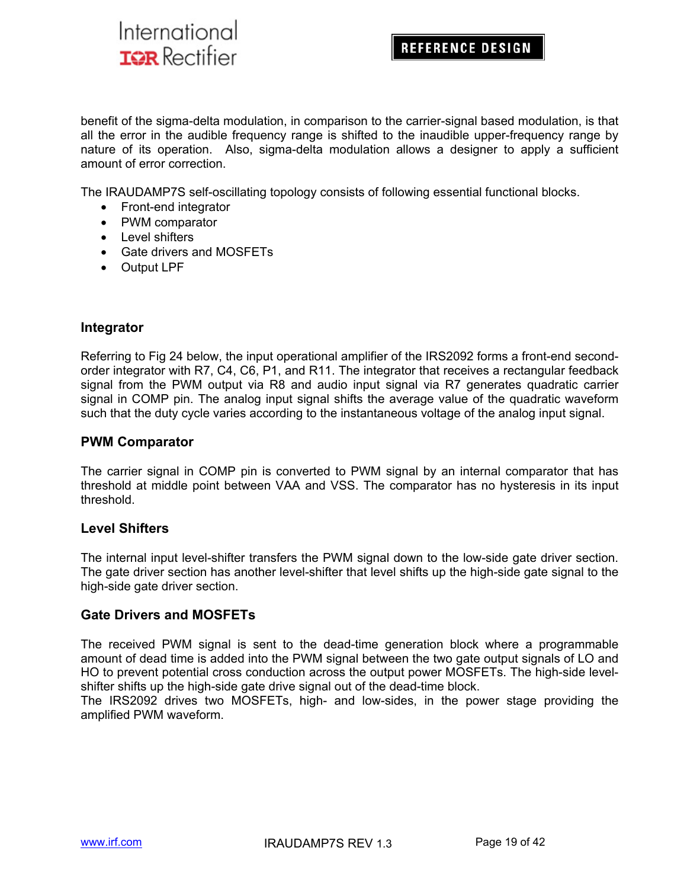benefit of the sigma-delta modulation, in comparison to the carrier-signal based modulation, is that all the error in the audible frequency range is shifted to the inaudible upper-frequency range by nature of its operation. Also, sigma-delta modulation allows a designer to apply a sufficient amount of error correction.

The IRAUDAMP7S self-oscillating topology consists of following essential functional blocks.

- Front-end integrator
- PWM comparator
- Level shifters
- Gate drivers and MOSFETs
- Output LPF

### Integrator

Referring to Fig 24 below, the input operational amplifier of the IRS2092 forms a front-end second-order integrator with R7, C4, C6, P1, and R11. The integrator that receives a rectangular feedback signal from the PWM output via R8 and audio input signal via R7 generates quadratic carrier signal in COMP pin. The analog input signal shifts the average value of the quadratic waveform such that the duty cycle varies according to the instantaneous voltage of the analog input signal.

### PWM Comparator

The carrier signal in COMP pin is converted to PWM signal by an internal comparator that has threshold at middle point between VAA and VSS. The comparator has no hysteresis in its input threshold.

### Level Shifters

The internal input level-shifter transfers the PWM signal down to the low-side gate driver section. The gate driver section has another level-shifter that level shifts up the high-side gate signal to the high-side gate driver section.

### Gate Drivers and MOSFETs

The received PWM signal is sent to the dead-time generation block where a programmable amount of dead time is added into the PWM signal between the two gate output signals of LO and HO to prevent potential cross conduction across the output power MOSFETs. The high-side level-shifter shifts up the high-side gate drive signal out of the dead-time block.
The IRS2092 drives two MOSFETs, high- and low-sides, in the power stage providing the amplified PWM waveform.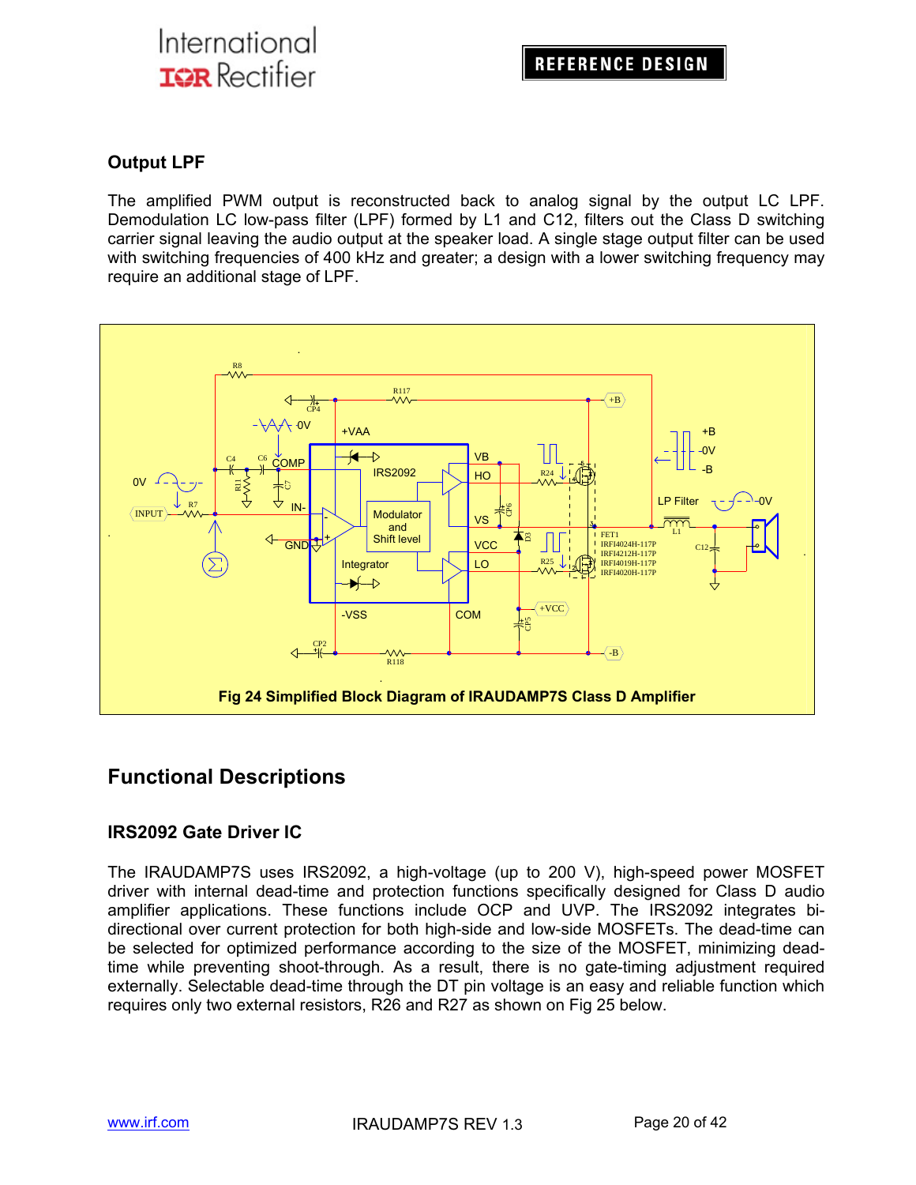### Output LPF

The amplified PWM output is reconstructed back to analog signal by the output LC LPF. Demodulation LC low-pass filter (LPF) formed by L1 and C12, filters out the Class D switching carrier signal leaving the audio output at the speaker load. A single stage output filter can be used with switching frequencies of 400 kHz and greater; a design with a lower switching frequency may require an additional stage of LPF.

**Fig 24 Simplified Block Diagram of IRAUDAMP7S Class D Amplifier**

## Functional Descriptions

### IRS2092 Gate Driver IC

The IRAUDAMP7S uses IRS2092, a high-voltage (up to 200 V), high-speed power MOSFET driver with internal dead-time and protection functions specifically designed for Class D audio amplifier applications. These functions include OCP and UVP. The IRS2092 integrates bi-directional over current protection for both high-side and low-side MOSFETs. The dead-time can be selected for optimized performance according to the size of the MOSFET, minimizing dead-time while preventing shoot-through. As a result, there is no gate-timing adjustment required externally. Selectable dead-time through the DT pin voltage is an easy and reliable function which requires only two external resistors, R26 and R27 as shown on Fig 25 below.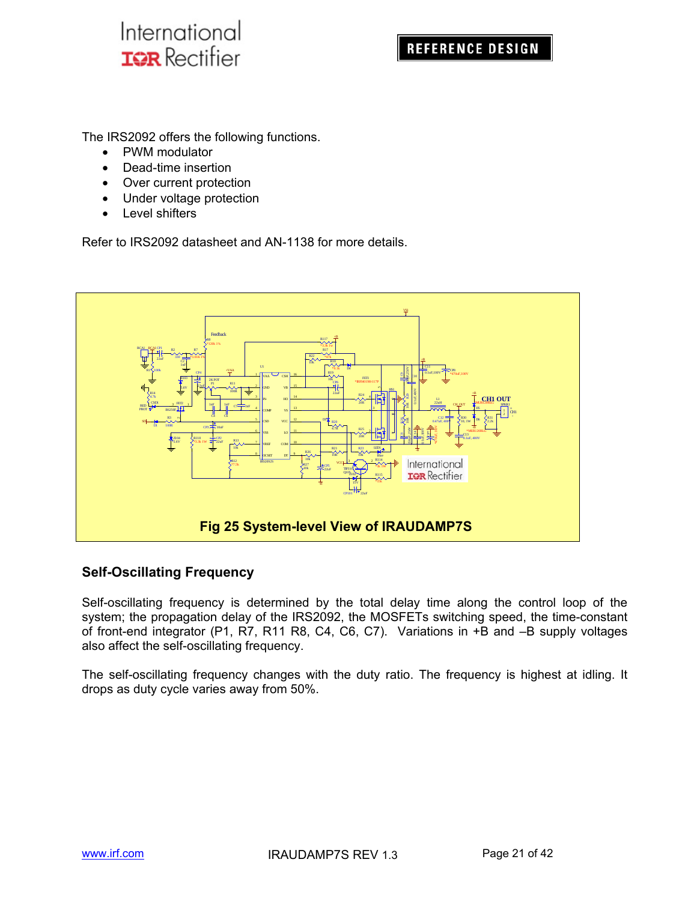The IRS2092 offers the following functions.

- PWM modulator
- Dead-time insertion
- Over current protection
- Under voltage protection
- Level shifters

Refer to IRS2092 datasheet and AN-1138 for more details.

**Fig 25 System-level View of IRAUDAMP7S**

## Self-Oscillating Frequency

Self-oscillating frequency is determined by the total delay time along the control loop of the system; the propagation delay of the IRS2092, the MOSFETs switching speed, the time-constant of front-end integrator (P1, R7, R11 R8, C4, C6, C7). Variations in +B and –B supply voltages also affect the self-oscillating frequency.

The self-oscillating frequency changes with the duty ratio. The frequency is highest at idling. It drops as duty cycle varies away from 50%.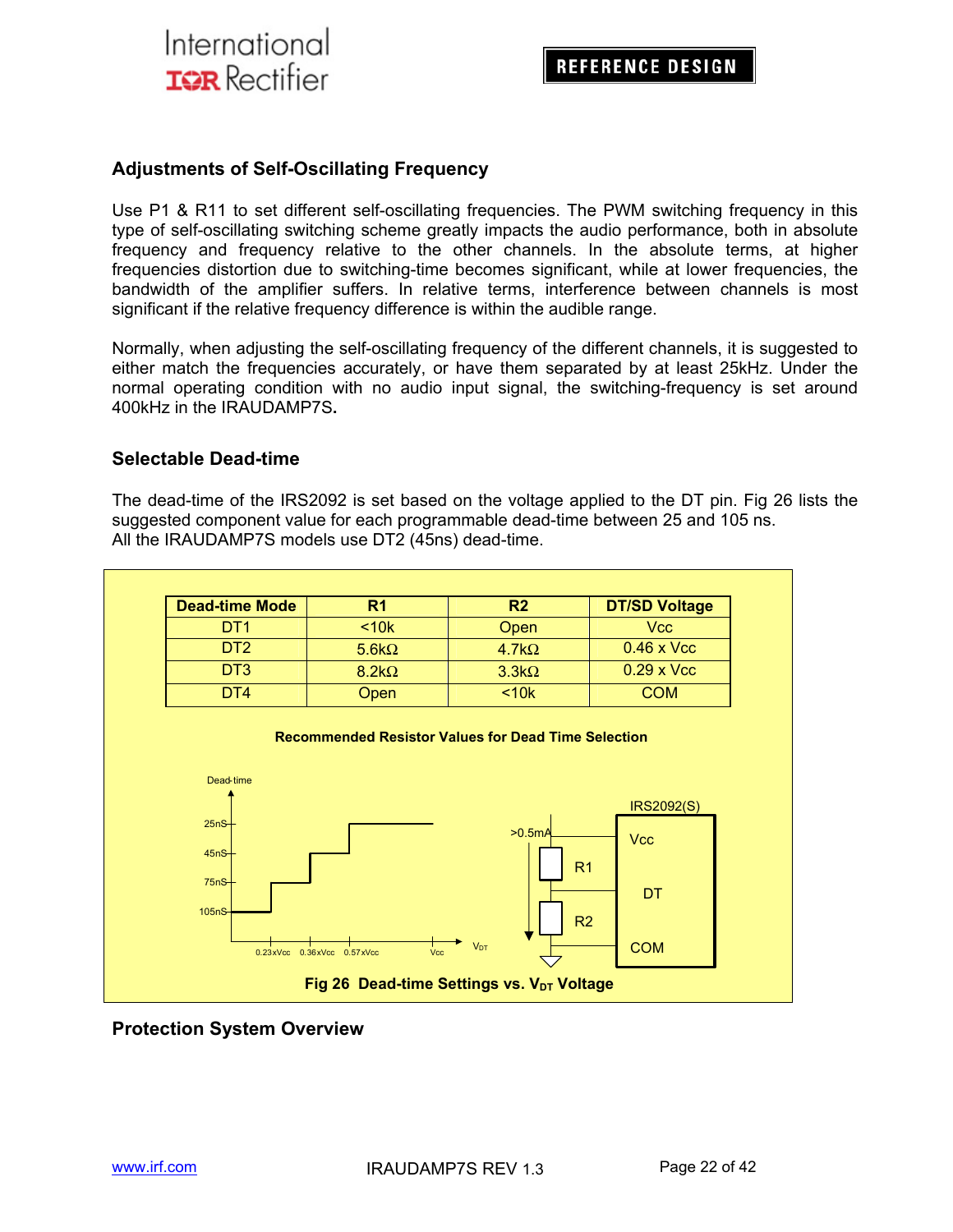## Adjustments of Self-Oscillating Frequency

Use P1 & R11 to set different self-oscillating frequencies. The PWM switching frequency in this type of self-oscillating switching scheme greatly impacts the audio performance, both in absolute frequency and frequency relative to the other channels. In the absolute terms, at higher frequencies distortion due to switching-time becomes significant, while at lower frequencies, the bandwidth of the amplifier suffers. In relative terms, interference between channels is most significant if the relative frequency difference is within the audible range.

Normally, when adjusting the self-oscillating frequency of the different channels, it is suggested to either match the frequencies accurately, or have them separated by at least 25kHz. Under the normal operating condition with no audio input signal, the switching-frequency is set around 400kHz in the IRAUDAMP7S.

## Selectable Dead-time

The dead-time of the IRS2092 is set based on the voltage applied to the DT pin. Fig 26 lists the suggested component value for each programmable dead-time between 25 and 105 ns.
All the IRAUDAMP7S models use DT2 (45ns) dead-time.

| Dead-time Mode | R1 | R2 | DT/SD Voltage |
|---|---|---|---|
| DT1 | <10k | Open | Vcc |
| DT2 | 5.6kΩ | 4.7kΩ | 0.46 x Vcc |
| DT3 | 8.2kΩ | 3.3kΩ | 0.29 x Vcc |
| DT4 | Open | <10k | COM |

**Recommended Resistor Values for Dead Time Selection**

**Fig 26 Dead-time Settings vs. $V_{DT}$ Voltage**

## Protection System Overview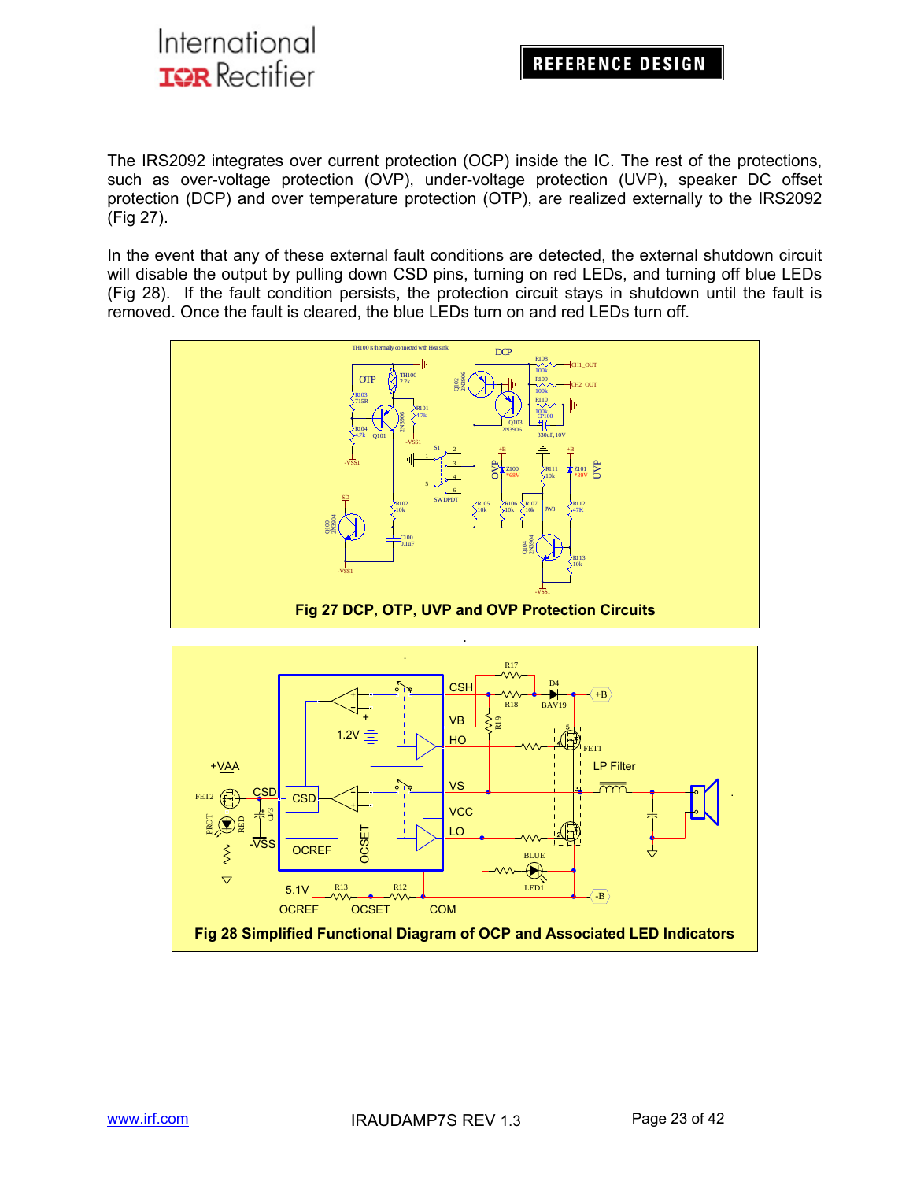The IRS2092 integrates over current protection (OCP) inside the IC. The rest of the protections, such as over-voltage protection (OVP), under-voltage protection (UVP), speaker DC offset protection (DCP) and over temperature protection (OTP), are realized externally to the IRS2092 (Fig 27).

In the event that any of these external fault conditions are detected, the external shutdown circuit will disable the output by pulling down CSD pins, turning on red LEDs, and turning off blue LEDs (Fig 28). If the fault condition persists, the protection circuit stays in shutdown until the fault is removed. Once the fault is cleared, the blue LEDs turn on and red LEDs turn off.

**Fig 27 DCP, OTP, UVP and OVP Protection Circuits**

**Fig 28 Simplified Functional Diagram of OCP and Associated LED Indicators**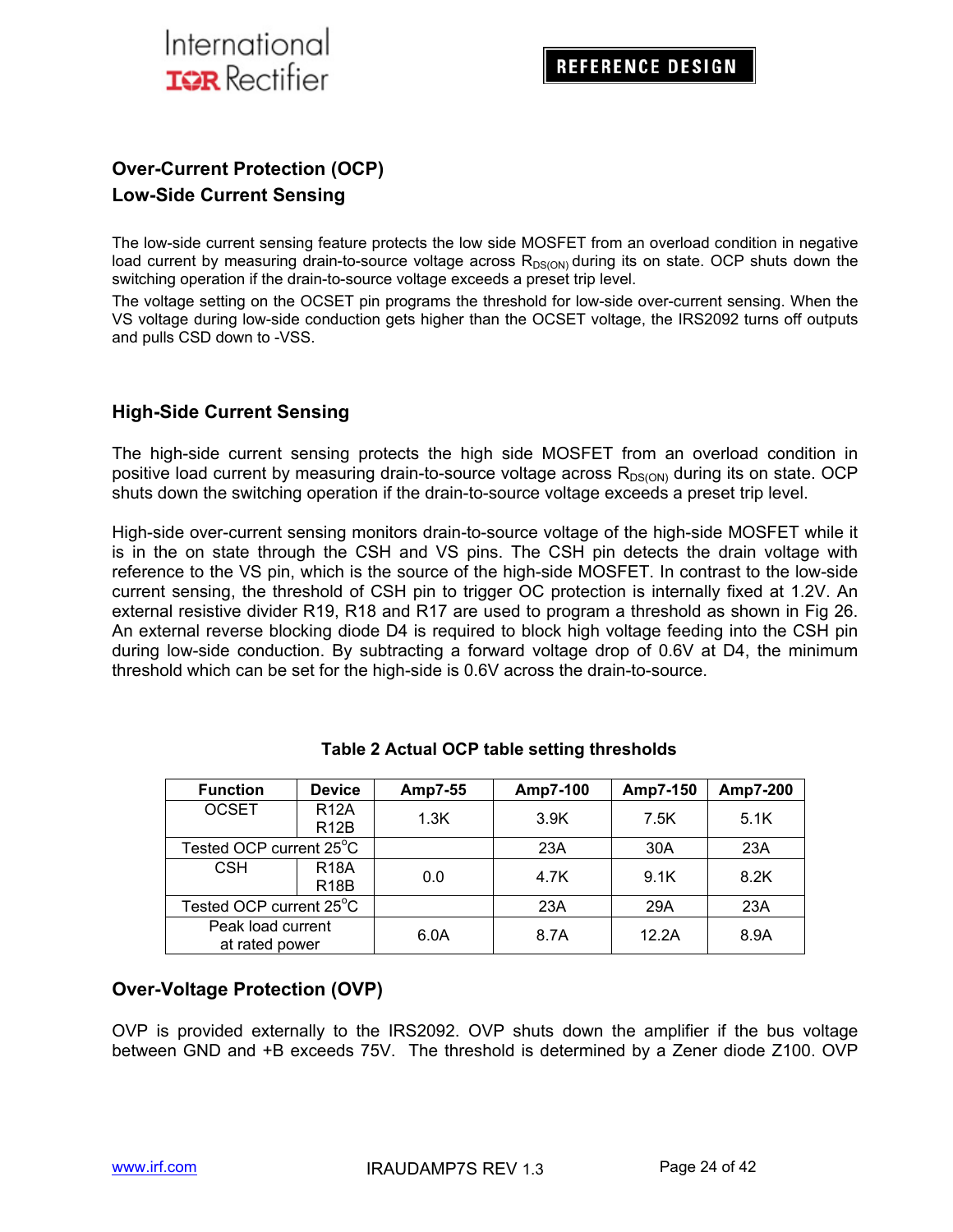## Over-Current Protection (OCP)

### Low-Side Current Sensing

The low-side current sensing feature protects the low side MOSFET from an overload condition in negative load current by measuring drain-to-source voltage across $R_{DS(ON)}$ during its on state. OCP shuts down the switching operation if the drain-to-source voltage exceeds a preset trip level.

The voltage setting on the OCSET pin programs the threshold for low-side over-current sensing. When the VS voltage during low-side conduction gets higher than the OCSET voltage, the IRS2092 turns off outputs and pulls CSD down to -VSS.

### High-Side Current Sensing

The high-side current sensing protects the high side MOSFET from an overload condition in positive load current by measuring drain-to-source voltage across $R_{DS(ON)}$ during its on state. OCP shuts down the switching operation if the drain-to-source voltage exceeds a preset trip level.

High-side over-current sensing monitors drain-to-source voltage of the high-side MOSFET while it is in the on state through the CSH and VS pins. The CSH pin detects the drain voltage with reference to the VS pin, which is the source of the high-side MOSFET. In contrast to the low-side current sensing, the threshold of CSH pin to trigger OC protection is internally fixed at 1.2V. An external resistive divider R19, R18 and R17 are used to program a threshold as shown in Fig 26. An external reverse blocking diode D4 is required to block high voltage feeding into the CSH pin during low-side conduction. By subtracting a forward voltage drop of 0.6V at D4, the minimum threshold which can be set for the high-side is 0.6V across the drain-to-source.

**Table 2 Actual OCP table setting thresholds**

| Function | Device | Amp7-55 | Amp7-100 | Amp7-150 | Amp7-200 |
|---|---|---|---|---|---|
| OCSET | R12A R12B | 1.3K | 3.9K | 7.5K | 5.1K |
| Tested OCP current 25°C | | | 23A | 30A | 23A |
| CSH | R18A R18B | 0.0 | 4.7K | 9.1K | 8.2K |
| Tested OCP current 25°C | | | 23A | 29A | 23A |
| Peak load current at rated power | | 6.0A | 8.7A | 12.2A | 8.9A |

## Over-Voltage Protection (OVP)

OVP is provided externally to the IRS2092. OVP shuts down the amplifier if the bus voltage between GND and +B exceeds 75V. The threshold is determined by a Zener diode Z100. OVP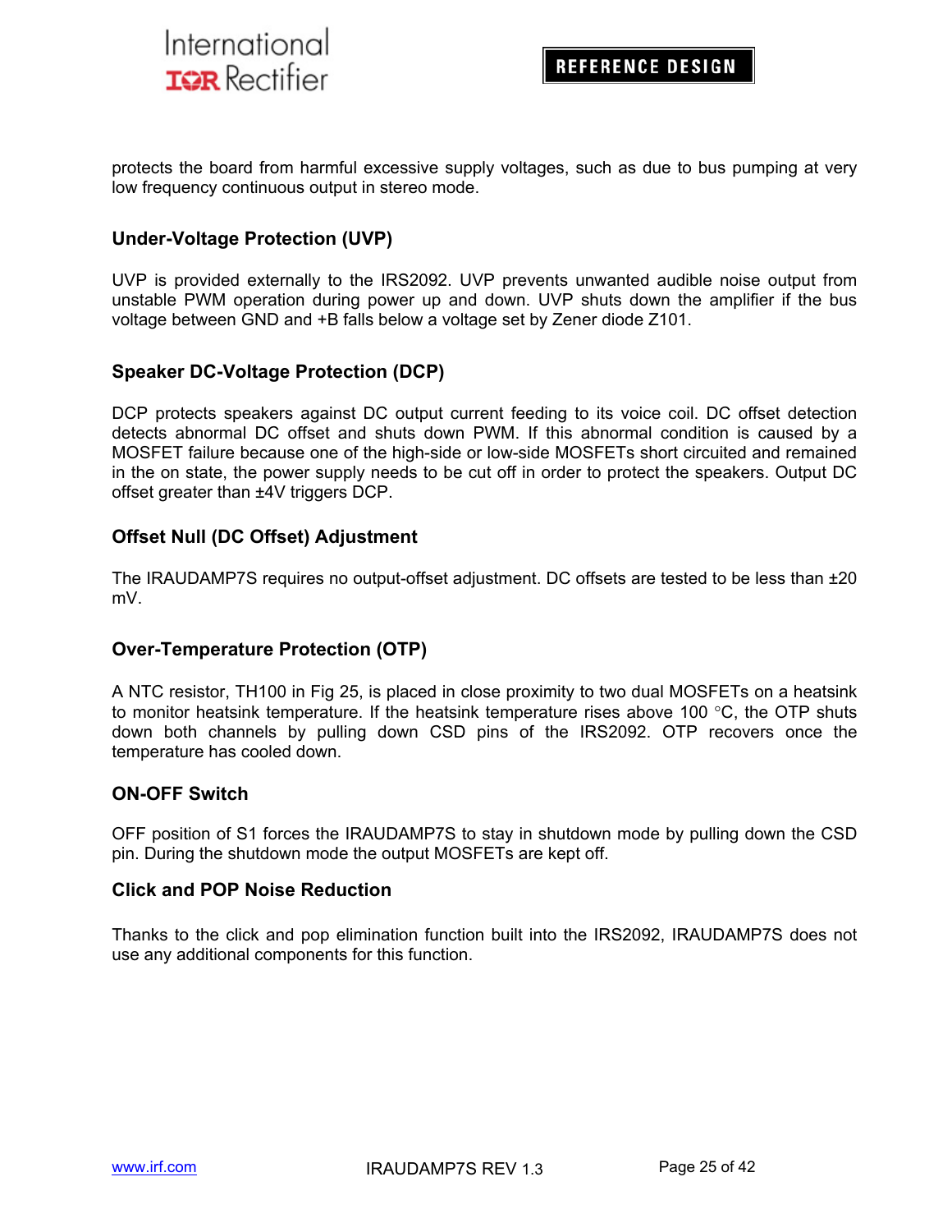protects the board from harmful excessive supply voltages, such as due to bus pumping at very low frequency continuous output in stereo mode.

## Under-Voltage Protection (UVP)

UVP is provided externally to the IRS2092. UVP prevents unwanted audible noise output from unstable PWM operation during power up and down. UVP shuts down the amplifier if the bus voltage between GND and +B falls below a voltage set by Zener diode Z101.

## Speaker DC-Voltage Protection (DCP)

DCP protects speakers against DC output current feeding to its voice coil. DC offset detection detects abnormal DC offset and shuts down PWM. If this abnormal condition is caused by a MOSFET failure because one of the high-side or low-side MOSFETs short circuited and remained in the on state, the power supply needs to be cut off in order to protect the speakers. Output DC offset greater than ±4V triggers DCP.

## Offset Null (DC Offset) Adjustment

The IRAUDAMP7S requires no output-offset adjustment. DC offsets are tested to be less than ±20 mV.

## Over-Temperature Protection (OTP)

A NTC resistor, TH100 in Fig 25, is placed in close proximity to two dual MOSFETs on a heatsink to monitor heatsink temperature. If the heatsink temperature rises above 100 °C, the OTP shuts down both channels by pulling down CSD pins of the IRS2092. OTP recovers once the temperature has cooled down.

## ON-OFF Switch

OFF position of S1 forces the IRAUDAMP7S to stay in shutdown mode by pulling down the CSD pin. During the shutdown mode the output MOSFETs are kept off.

## Click and POP Noise Reduction

Thanks to the click and pop elimination function built into the IRS2092, IRAUDAMP7S does not use any additional components for this function.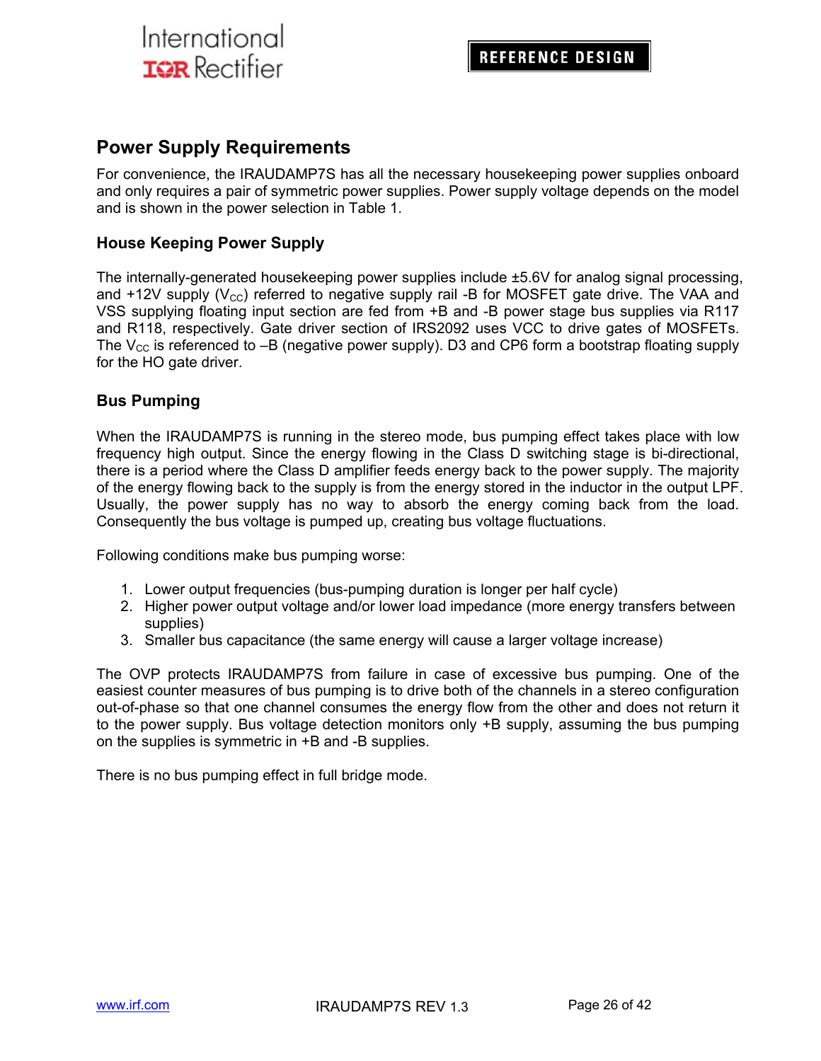## Power Supply Requirements

For convenience, the IRAUDAMP7S has all the necessary housekeeping power supplies onboard and only requires a pair of symmetric power supplies. Power supply voltage depends on the model and is shown in the power selection in Table 1.

### House Keeping Power Supply

The internally-generated housekeeping power supplies include ±5.6V for analog signal processing, and +12V supply ($V_{CC}$) referred to negative supply rail -B for MOSFET gate drive. The VAA and VSS supplying floating input section are fed from +B and -B power stage bus supplies via R117 and R118, respectively. Gate driver section of IRS2092 uses VCC to drive gates of MOSFETs. The $V_{CC}$ is referenced to –B (negative power supply). D3 and CP6 form a bootstrap floating supply for the HO gate driver.

### Bus Pumping

When the IRAUDAMP7S is running in the stereo mode, bus pumping effect takes place with low frequency high output. Since the energy flowing in the Class D switching stage is bi-directional, there is a period where the Class D amplifier feeds energy back to the power supply. The majority of the energy flowing back to the supply is from the energy stored in the inductor in the output LPF. Usually, the power supply has no way to absorb the energy coming back from the load. Consequently the bus voltage is pumped up, creating bus voltage fluctuations.

Following conditions make bus pumping worse:

1. Lower output frequencies (bus-pumping duration is longer per half cycle)
2. Higher power output voltage and/or lower load impedance (more energy transfers between supplies)
3. Smaller bus capacitance (the same energy will cause a larger voltage increase)

The OVP protects IRAUDAMP7S from failure in case of excessive bus pumping. One of the easiest counter measures of bus pumping is to drive both of the channels in a stereo configuration out-of-phase so that one channel consumes the energy flow from the other and does not return it to the power supply. Bus voltage detection monitors only +B supply, assuming the bus pumping on the supplies is symmetric in +B and -B supplies.

There is no bus pumping effect in full bridge mode.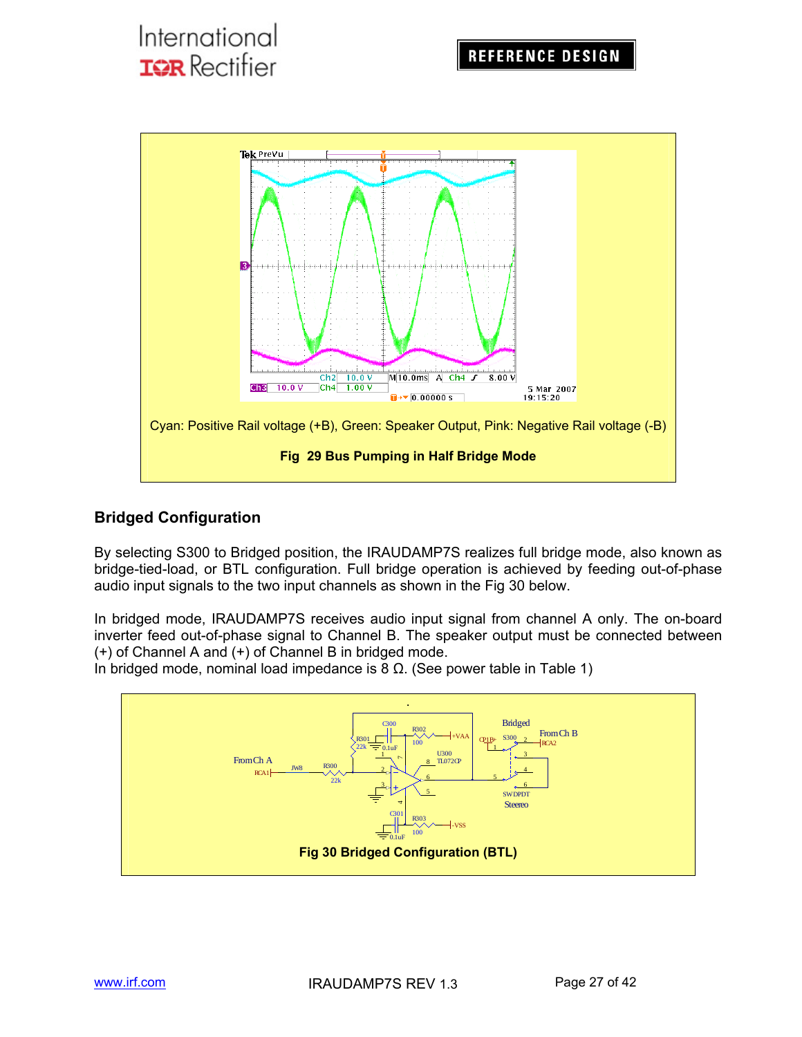Cyan: Positive Rail voltage (+B), Green: Speaker Output, Pink: Negative Rail voltage (-B)

**Fig 29 Bus Pumping in Half Bridge Mode**

## Bridged Configuration

By selecting S300 to Bridged position, the IRAUDAMP7S realizes full bridge mode, also known as bridge-tied-load, or BTL configuration. Full bridge operation is achieved by feeding out-of-phase audio input signals to the two input channels as shown in the Fig 30 below.

In bridged mode, IRAUDAMP7S receives audio input signal from channel A only. The on-board inverter feed out-of-phase signal to Channel B. The speaker output must be connected between (+) of Channel A and (+) of Channel B in bridged mode.
In bridged mode, nominal load impedance is 8 Ω. (See power table in Table 1)

**Fig 30 Bridged Configuration (BTL)**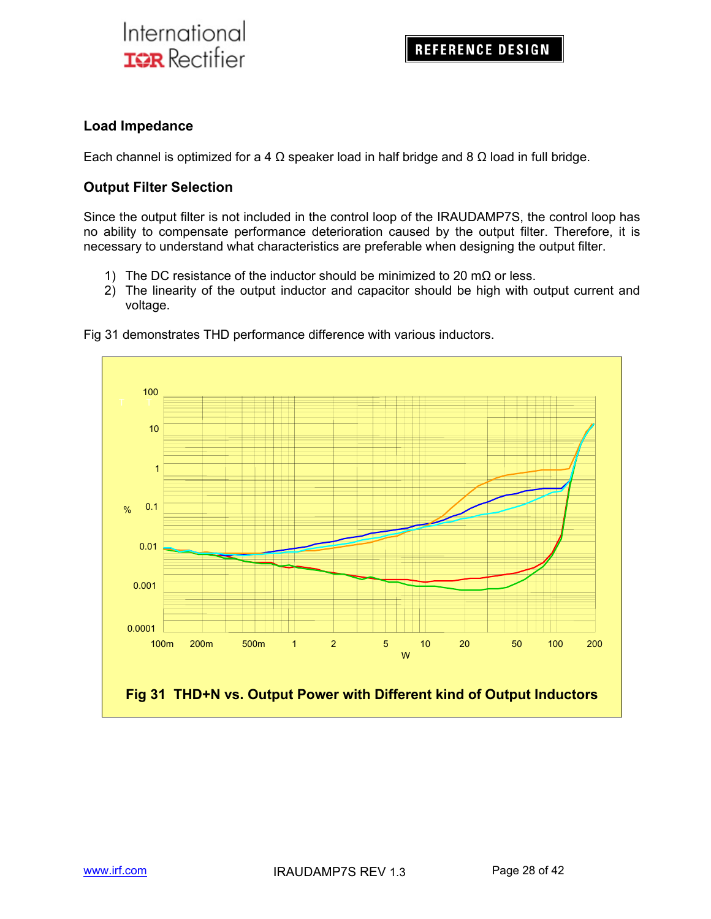## Load Impedance

Each channel is optimized for a 4 Ω speaker load in half bridge and 8 Ω load in full bridge.

## Output Filter Selection

Since the output filter is not included in the control loop of the IRAUDAMP7S, the control loop has no ability to compensate performance deterioration caused by the output filter. Therefore, it is necessary to understand what characteristics are preferable when designing the output filter.

1) The DC resistance of the inductor should be minimized to 20 mΩ or less.
2) The linearity of the output inductor and capacitor should be high with output current and voltage.

Fig 31 demonstrates THD performance difference with various inductors.

**Fig 31 THD+N vs. Output Power with Different kind of Output Inductors**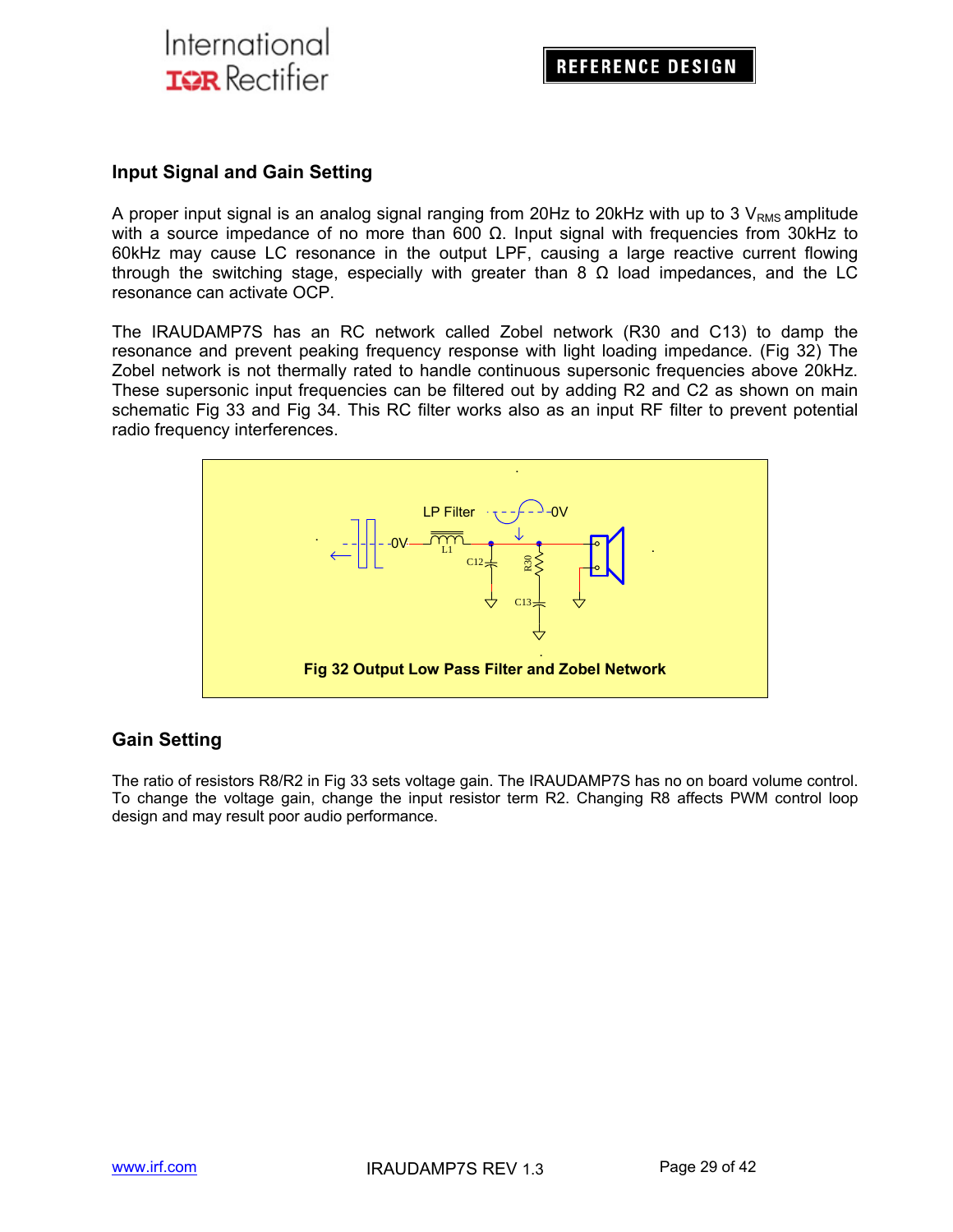## Input Signal and Gain Setting

A proper input signal is an analog signal ranging from 20Hz to 20kHz with up to 3 $V_{RMS}$ amplitude with a source impedance of no more than 600 Ω. Input signal with frequencies from 30kHz to 60kHz may cause LC resonance in the output LPF, causing a large reactive current flowing through the switching stage, especially with greater than 8 Ω load impedances, and the LC resonance can activate OCP.

The IRAUDAMP7S has an RC network called Zobel network (R30 and C13) to damp the resonance and prevent peaking frequency response with light loading impedance. (Fig 32) The Zobel network is not thermally rated to handle continuous supersonic frequencies above 20kHz. These supersonic input frequencies can be filtered out by adding R2 and C2 as shown on main schematic Fig 33 and Fig 34. This RC filter works also as an input RF filter to prevent potential radio frequency interferences.

LP Filter

0V

0V

L1

C12

R30

C13

**Fig 32 Output Low Pass Filter and Zobel Network**

## Gain Setting

The ratio of resistors R8/R2 in Fig 33 sets voltage gain. The IRAUDAMP7S has no on board volume control. To change the voltage gain, change the input resistor term R2. Changing R8 affects PWM control loop design and may result poor audio performance.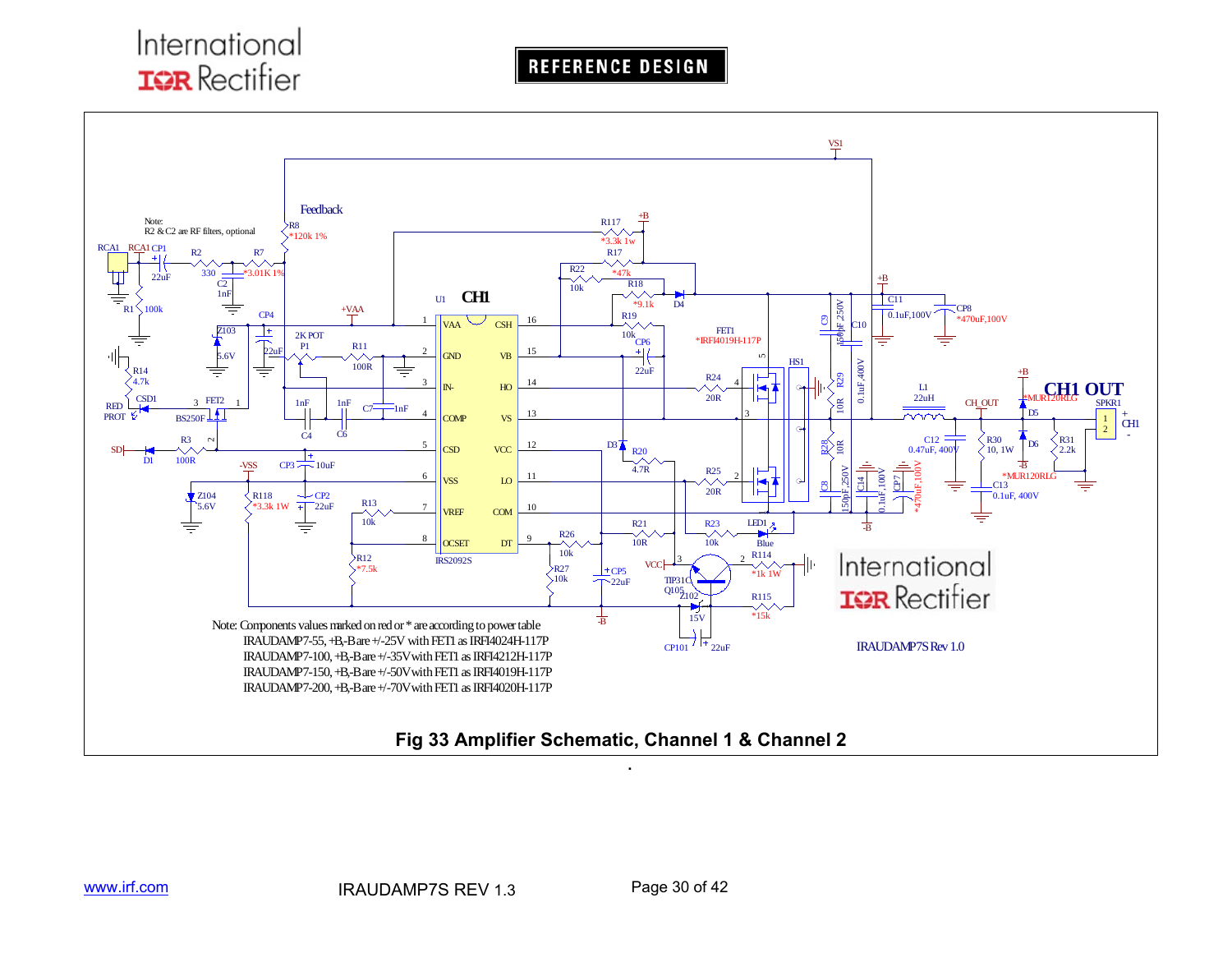Note: Components values marked on red or * are according to power table
IRAUDAMP7-55, +B,-B are +/-25V with FET1 as IRFI4024H-117P
IRAUDAMP7-100, +B,-B are +/-35V with FET1 as IRFI4212H-117P
IRAUDAMP7-150, +B,-B are +/-50V with FET1 as IRFI4019H-117P
IRAUDAMP7-200, +B,-B are +/-70V with FET1 as IRFI4020H-117P

IRAUDAMP7S Rev 1.0

**Fig 33 Amplifier Schematic, Channel 1 & Channel 2**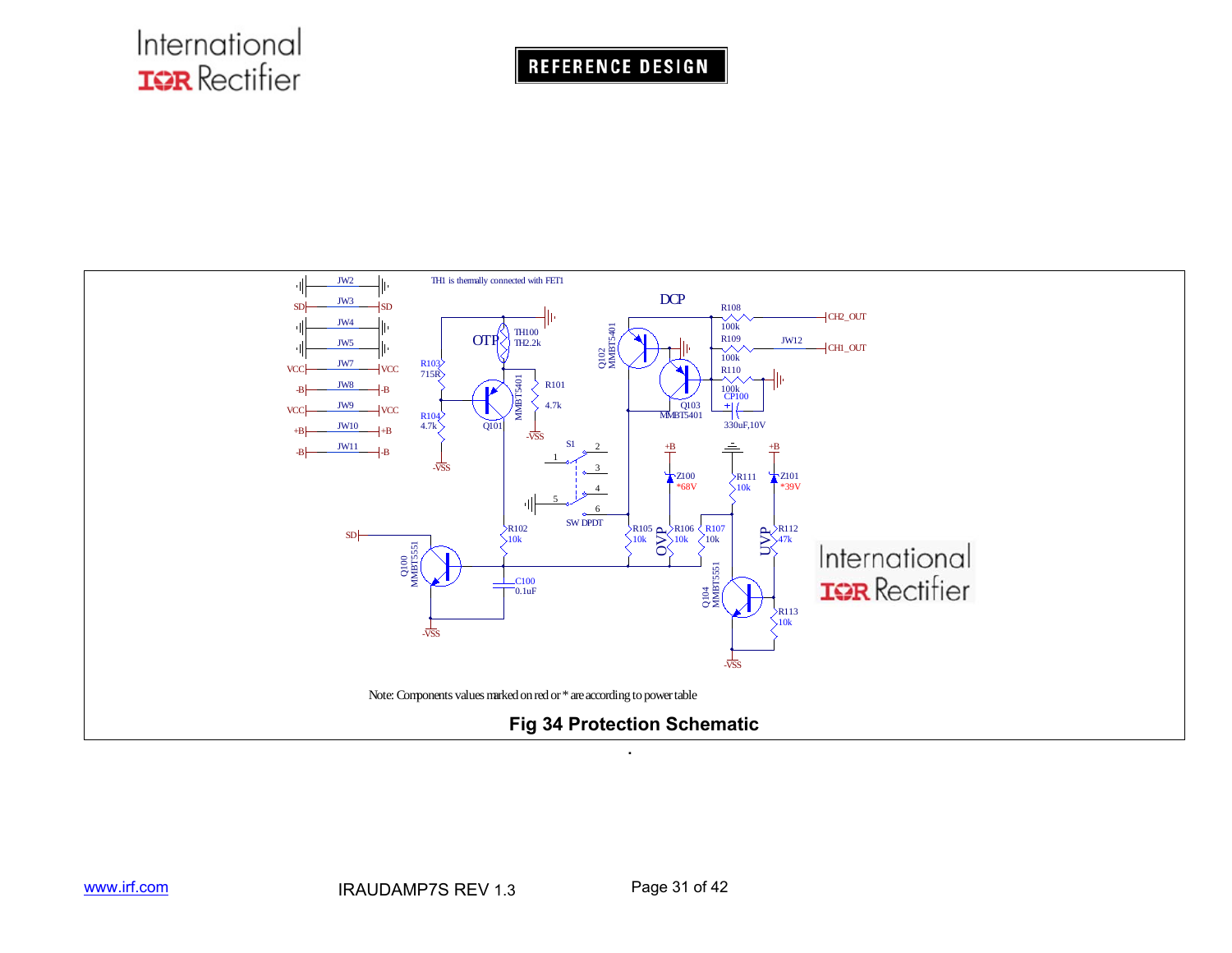Note: Components values marked on red or * are according to power table

**Fig 34 Protection Schematic**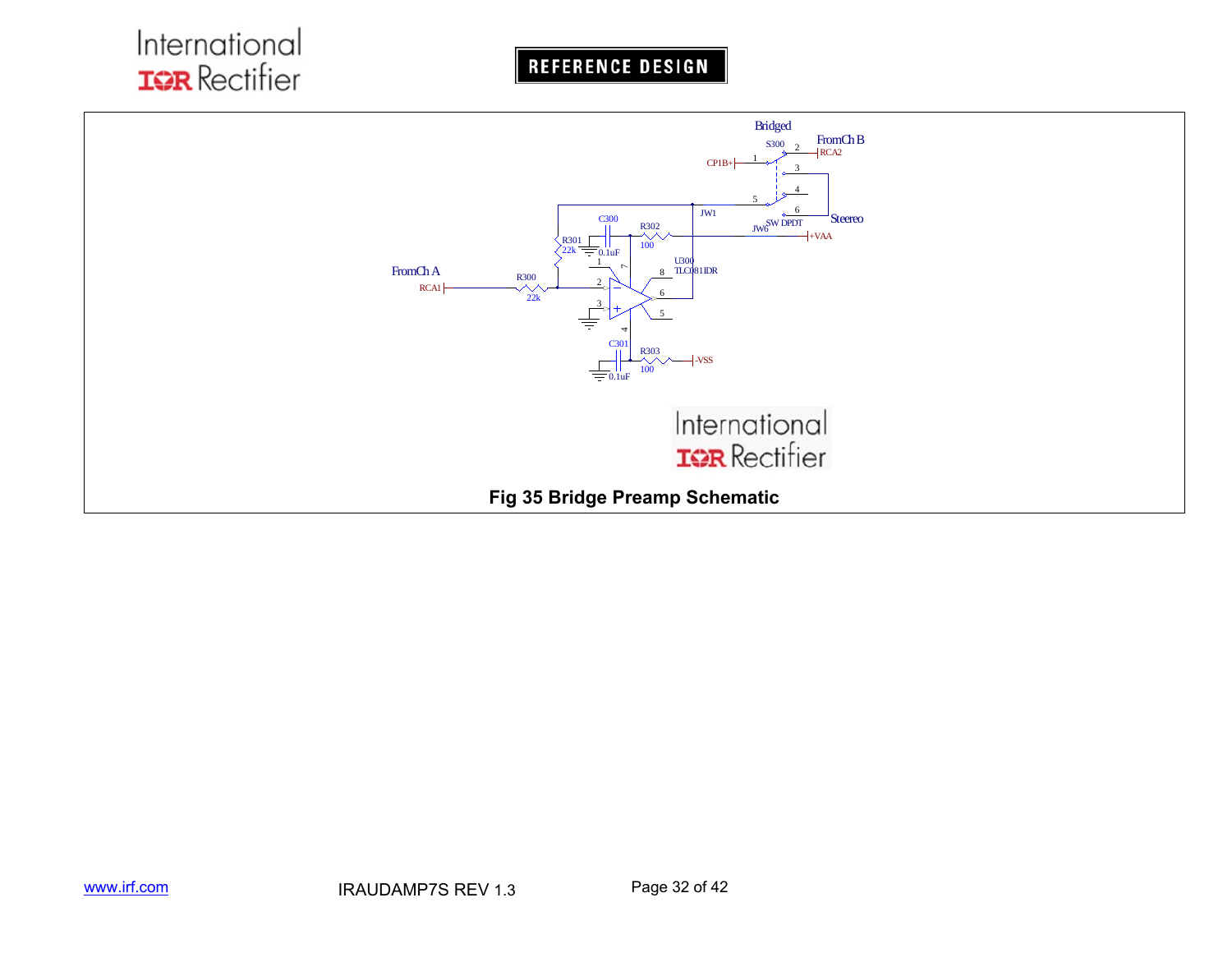Fig 35 Bridge Preamp Schematic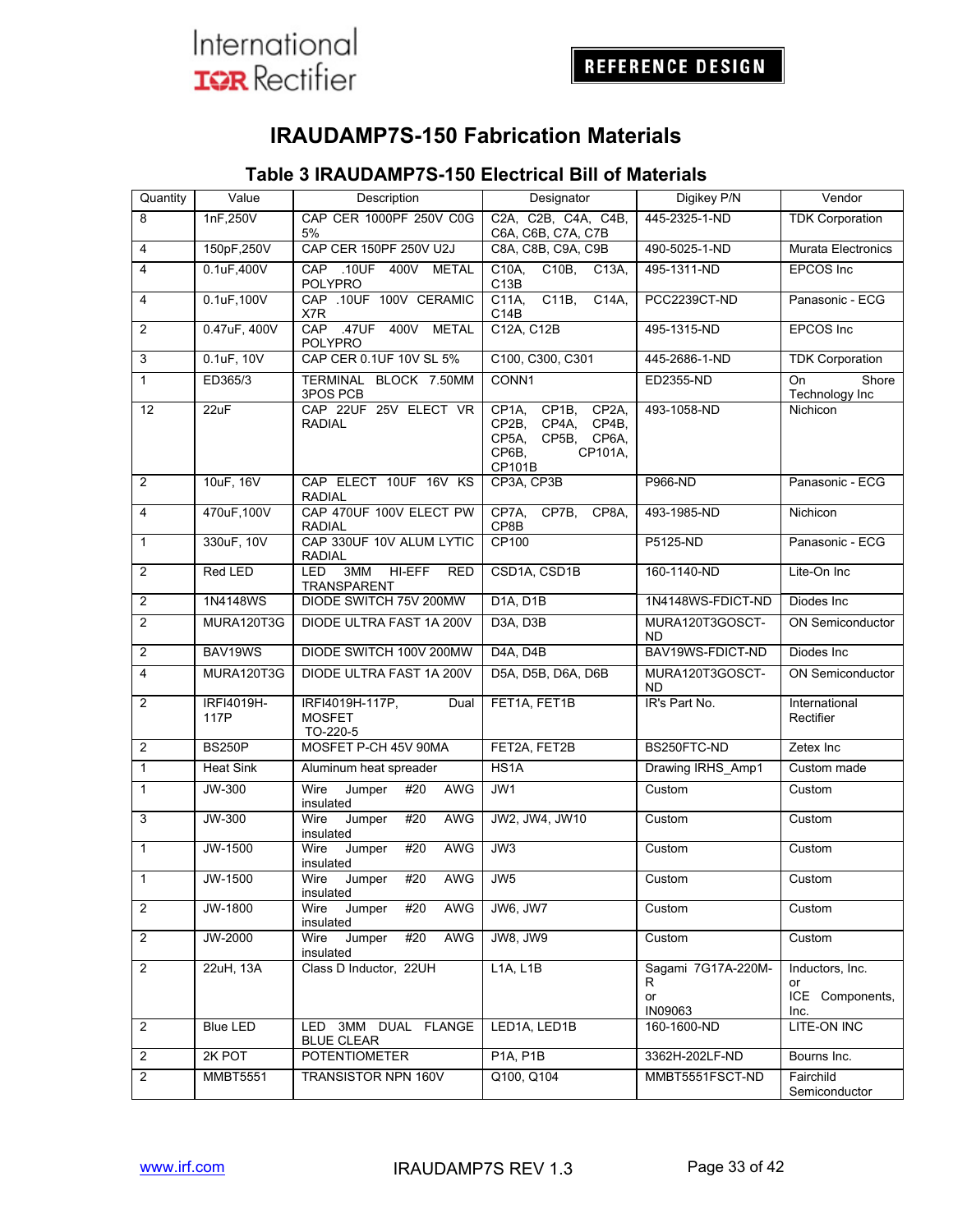# IRAUDAMP7S-150 Fabrication Materials

## Table 3 IRAUDAMP7S-150 Electrical Bill of Materials

| Quantity | Value | Description | Designator | Digikey P/N | Vendor |
|---|---|---|---|---|---|
| 8 | 1nF,250V | CAP CER 1000PF 250V C0G 5% | C2A, C2B, C4A, C4B, C6A, C6B, C7A, C7B | 445-2325-1-ND | TDK Corporation |
| 4 | 150pF,250V | CAP CER 150PF 250V U2J | C8A, C8B, C9A, C9B | 490-5025-1-ND | Murata Electronics |
| 4 | 0.1uF,400V | CAP .10UF 400V METAL POLYPRO | C10A, C10B, C13A, C13B | 495-1311-ND | EPCOS Inc |
| 4 | 0.1uF,100V | CAP .10UF 100V CERAMIC X7R | C11A, C11B, C14A, C14B | PCC2239CT-ND | Panasonic - ECG |
| 2 | 0.47uF, 400V | CAP .47UF 400V METAL POLYPRO | C12A, C12B | 495-1315-ND | EPCOS Inc |
| 3 | 0.1uF, 10V | CAP CER 0.1UF 10V SL 5% | C100, C300, C301 | 445-2686-1-ND | TDK Corporation |
| 1 | ED365/3 | TERMINAL BLOCK 7.50MM 3POS PCB | CONN1 | ED2355-ND | On Shore Technology Inc |
| 12 | 22uF | CAP 22UF 25V ELECT VR RADIAL | CP1A, CP1B, CP2A, CP2B, CP4A, CP4B, CP5A, CP5B, CP6A, CP6B, CP101A, CP101B | 493-1058-ND | Nichicon |
| 2 | 10uF, 16V | CAP ELECT 10UF 16V KS RADIAL | CP3A, CP3B | P966-ND | Panasonic - ECG |
| 4 | 470uF,100V | CAP 470UF 100V ELECT PW RADIAL | CP7A, CP7B, CP8A, CP8B | 493-1985-ND | Nichicon |
| 1 | 330uF, 10V | CAP 330UF 10V ALUM LYTIC RADIAL | CP100 | P5125-ND | Panasonic - ECG |
| 2 | Red LED | LED 3MM HI-EFF RED TRANSPARENT | CSD1A, CSD1B | 160-1140-ND | Lite-On Inc |
| 2 | 1N4148WS | DIODE SWITCH 75V 200MW | D1A, D1B | 1N4148WS-FDICT-ND | Diodes Inc |
| 2 | MURA120T3G | DIODE ULTRA FAST 1A 200V | D3A, D3B | MURA120T3GOSCT-ND | ON Semiconductor |
| 2 | BAV19WS | DIODE SWITCH 100V 200MW | D4A, D4B | BAV19WS-FDICT-ND | Diodes Inc |
| 4 | MURA120T3G | DIODE ULTRA FAST 1A 200V | D5A, D5B, D6A, D6B | MURA120T3GOSCT-ND | ON Semiconductor |
| 2 | IRFI4019H-117P | IRFI4019H-117P, Dual MOSFET TO-220-5 | FET1A, FET1B | IR's Part No. | International Rectifier |
| 2 | BS250P | MOSFET P-CH 45V 90MA | FET2A, FET2B | BS250FTC-ND | Zetex Inc |
| 1 | Heat Sink | Aluminum heat spreader | HS1A | Drawing IRHS_Amp1 | Custom made |
| 1 | JW-300 | Wire Jumper #20 AWG insulated | JW1 | Custom | Custom |
| 3 | JW-300 | Wire Jumper #20 AWG insulated | JW2, JW4, JW10 | Custom | Custom |
| 1 | JW-1500 | Wire Jumper #20 AWG insulated | JW3 | Custom | Custom |
| 1 | JW-1500 | Wire Jumper #20 AWG insulated | JW5 | Custom | Custom |
| 2 | JW-1800 | Wire Jumper #20 AWG insulated | JW6, JW7 | Custom | Custom |
| 2 | JW-2000 | Wire Jumper #20 AWG insulated | JW8, JW9 | Custom | Custom |
| 2 | 22uH, 13A | Class D Inductor, 22UH | L1A, L1B | Sagami 7G17A-220M-R or IN09063 | Inductors, Inc. or ICE Components, Inc. |
| 2 | Blue LED | LED 3MM DUAL FLANGE BLUE CLEAR | LED1A, LED1B | 160-1600-ND | LITE-ON INC |
| 2 | 2K POT | POTENTIOMETER | P1A, P1B | 3362H-202LF-ND | Bourns Inc. |
| 2 | MMBT5551 | TRANSISTOR NPN 160V | Q100, Q104 | MMBT5551FSCT-ND | Fairchild Semiconductor |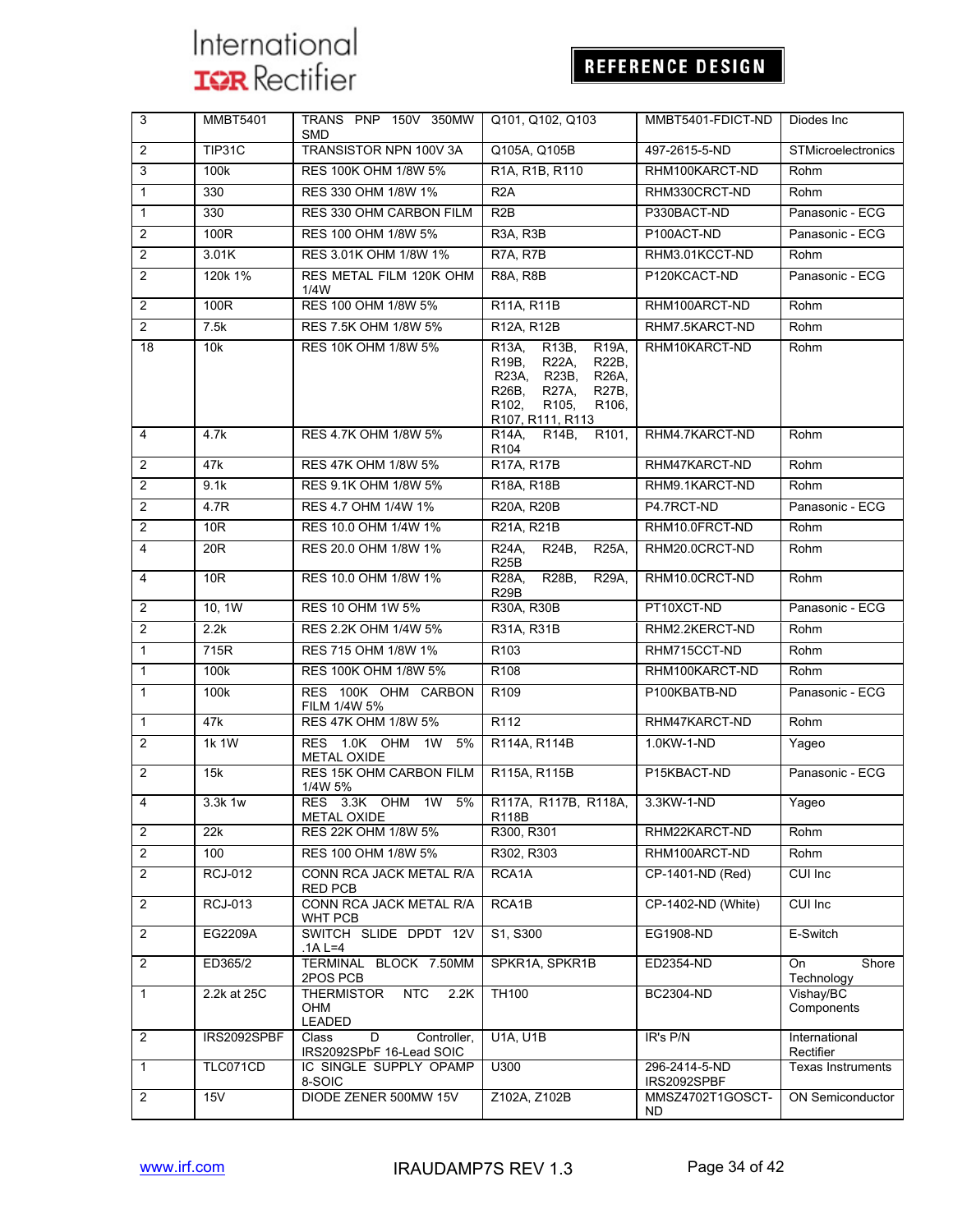| 3 | MMBT5401 | TRANS PNP 150V 350MW SMD | Q101, Q102, Q103 | MMBT5401-FDICT-ND | Diodes Inc |
|---|---|---|---|---|---|
| 2 | TIP31C | TRANSISTOR NPN 100V 3A | Q105A, Q105B | 497-2615-5-ND | STMicroelectronics |
| 3 | 100k | RES 100K OHM 1/8W 5% | R1A, R1B, R110 | RHM100KARCT-ND | Rohm |
| 1 | 330 | RES 330 OHM 1/8W 1% | R2A | RHM330CRCT-ND | Rohm |
| 1 | 330 | RES 330 OHM CARBON FILM | R2B | P330BACT-ND | Panasonic - ECG |
| 2 | 100R | RES 100 OHM 1/8W 5% | R3A, R3B | P100ACT-ND | Panasonic - ECG |
| 2 | 3.01K | RES 3.01K OHM 1/8W 1% | R7A, R7B | RHM3.01KCCT-ND | Rohm |
| 2 | 120k 1% | RES METAL FILM 120K OHM 1/4W | R8A, R8B | P120KCACT-ND | Panasonic - ECG |
| 2 | 100R | RES 100 OHM 1/8W 5% | R11A, R11B | RHM100ARCT-ND | Rohm |
| 2 | 7.5k | RES 7.5K OHM 1/8W 5% | R12A, R12B | RHM7.5KARCT-ND | Rohm |
| 18 | 10k | RES 10K OHM 1/8W 5% | R13A, R13B, R19A, R19B, R22A, R22B, R23A, R23B, R26A, R26B, R27A, R27B, R102, R105, R106, R107, R111, R113 | RHM10KARCT-ND | Rohm |
| 4 | 4.7k | RES 4.7K OHM 1/8W 5% | R14A, R14B, R101, R104 | RHM4.7KARCT-ND | Rohm |
| 2 | 47k | RES 47K OHM 1/8W 5% | R17A, R17B | RHM47KARCT-ND | Rohm |
| 2 | 9.1k | RES 9.1K OHM 1/8W 5% | R18A, R18B | RHM9.1KARCT-ND | Rohm |
| 2 | 4.7R | RES 4.7 OHM 1/4W 1% | R20A, R20B | P4.7RCT-ND | Panasonic - ECG |
| 2 | 10R | RES 10.0 OHM 1/4W 1% | R21A, R21B | RHM10.0FRCT-ND | Rohm |
| 4 | 20R | RES 20.0 OHM 1/8W 1% | R24A, R24B, R25A, R25B | RHM20.0CRCT-ND | Rohm |
| 4 | 10R | RES 10.0 OHM 1/8W 1% | R28A, R28B, R29A, R29B | RHM10.0CRCT-ND | Rohm |
| 2 | 10, 1W | RES 10 OHM 1W 5% | R30A, R30B | PT10XCT-ND | Panasonic - ECG |
| 2 | 2.2k | RES 2.2K OHM 1/4W 5% | R31A, R31B | RHM2.2KERCT-ND | Rohm |
| 1 | 715R | RES 715 OHM 1/8W 1% | R103 | RHM715CCT-ND | Rohm |
| 1 | 100k | RES 100K OHM 1/8W 5% | R108 | RHM100KARCT-ND | Rohm |
| 1 | 100k | RES 100K OHM CARBON FILM 1/4W 5% | R109 | P100KBATB-ND | Panasonic - ECG |
| 1 | 47k | RES 47K OHM 1/8W 5% | R112 | RHM47KARCT-ND | Rohm |
| 2 | 1k 1W | RES 1.0K OHM 1W 5% METAL OXIDE | R114A, R114B | 1.0KW-1-ND | Yageo |
| 2 | 15k | RES 15K OHM CARBON FILM 1/4W 5% | R115A, R115B | P15KBACT-ND | Panasonic - ECG |
| 4 | 3.3k 1w | RES 3.3K OHM 1W 5% METAL OXIDE | R117A, R117B, R118A, R118B | 3.3KW-1-ND | Yageo |
| 2 | 22k | RES 22K OHM 1/8W 5% | R300, R301 | RHM22KARCT-ND | Rohm |
| 2 | 100 | RES 100 OHM 1/8W 5% | R302, R303 | RHM100ARCT-ND | Rohm |
| 2 | RCJ-012 | CONN RCA JACK METAL R/A RED PCB | RCA1A | CP-1401-ND (Red) | CUI Inc |
| 2 | RCJ-013 | CONN RCA JACK METAL R/A WHT PCB | RCA1B | CP-1402-ND (White) | CUI Inc |
| 2 | EG2209A | SWITCH SLIDE DPDT 12V .1A L=4 | S1, S300 | EG1908-ND | E-Switch |
| 2 | ED365/2 | TERMINAL BLOCK 7.50MM 2POS PCB | SPKR1A, SPKR1B | ED2354-ND | On Shore Technology |
| 1 | 2.2k at 25C | THERMISTOR NTC 2.2K OHM LEADED | TH100 | BC2304-ND | Vishay/BC Components |
| 2 | IRS2092SPBF | Class D Controller, IRS2092SPbF 16-Lead SOIC | U1A, U1B | IR's P/N | International Rectifier |
| 1 | TLC071CD | IC SINGLE SUPPLY OPAMP 8-SOIC | U300 | 296-2414-5-ND IRS2092SPBF | Texas Instruments |
| 2 | 15V | DIODE ZENER 500MW 15V | Z102A, Z102B | MMSZ4702T1GOSCT-ND | ON Semiconductor |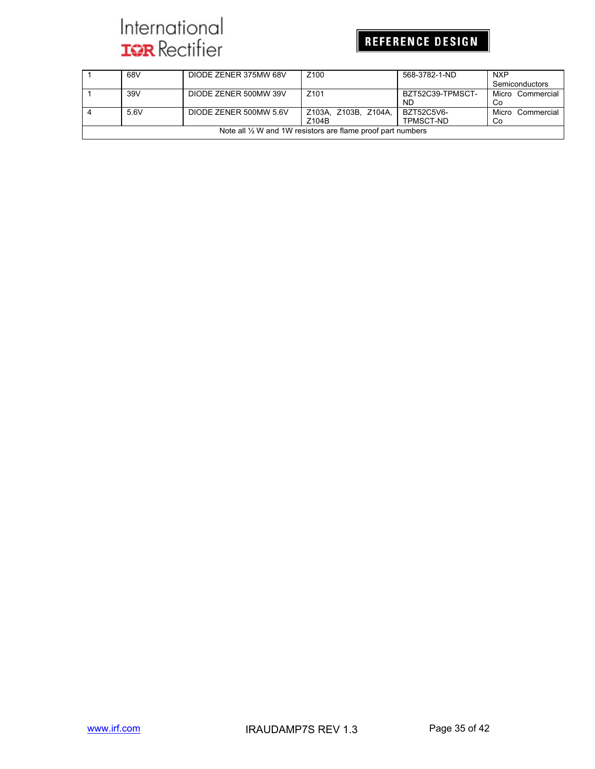| | | | | | |
|---|---|---|---|---|---|
| 1 | 68V | DIODE ZENER 375MW 68V | Z100 | 568-3782-1-ND | NXP Semiconductors |
| 1 | 39V | DIODE ZENER 500MW 39V | Z101 | BZT52C39-TPMSCT-ND | Micro Commercial Co |
| 4 | 5.6V | DIODE ZENER 500MW 5.6V | Z103A, Z103B, Z104A, Z104B | BZT52C5V6-TPMSCT-ND | Micro Commercial Co |
| Note all ½ W and 1W resistors are flame proof part numbers | | | | | |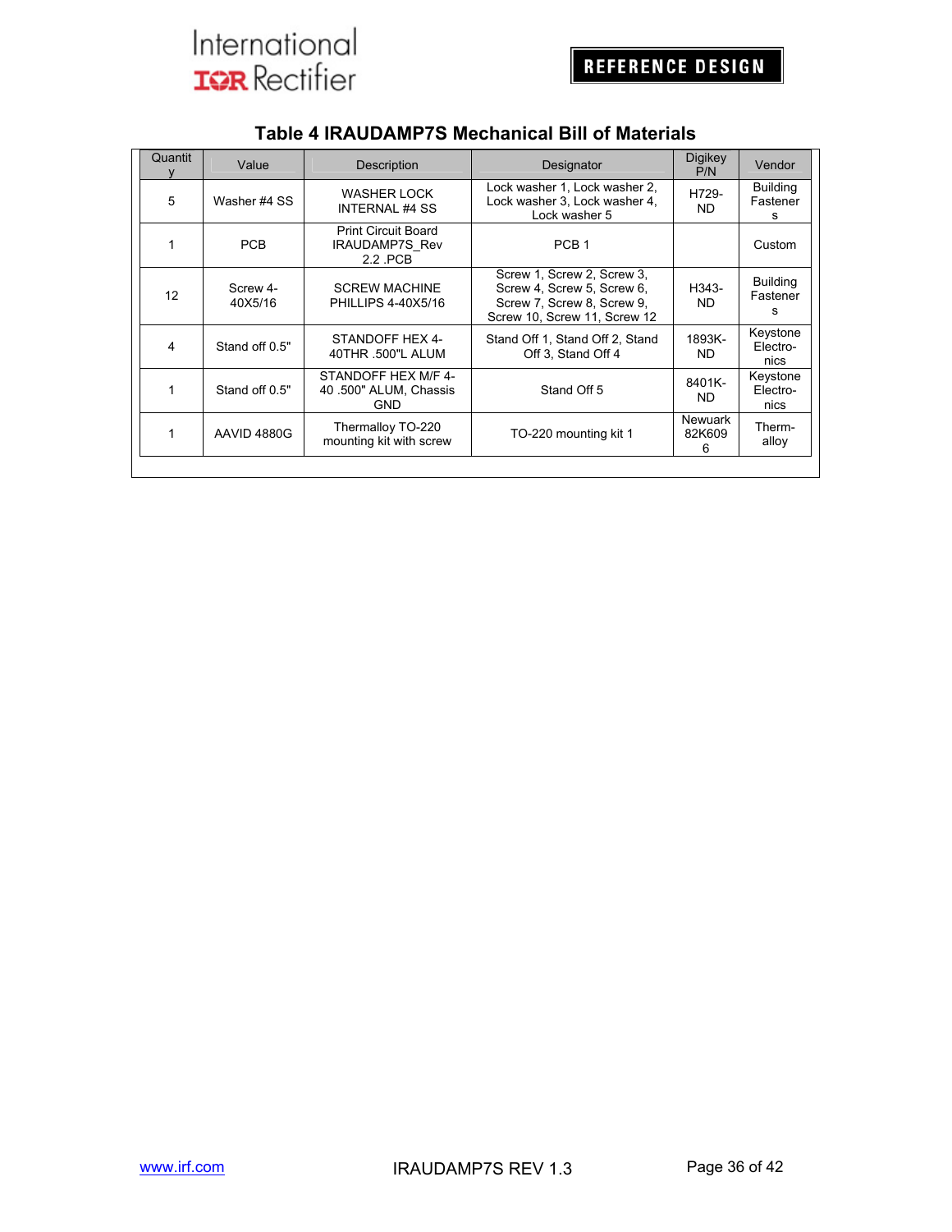### Table 4 IRAUDAMP7S Mechanical Bill of Materials

| Quantity | Value | Description | Designator | Digikey P/N | Vendor |
|---|---|---|---|---|---|
| 5 | Washer #4 SS | WASHER LOCK INTERNAL #4 SS | Lock washer 1, Lock washer 2, Lock washer 3, Lock washer 4, Lock washer 5 | H729-ND | Building Fasteners |
| 1 | PCB | Print Circuit Board IRAUDAMP7S_Rev 2.2 .PCB | PCB 1 | | Custom |
| 12 | Screw 4-40X5/16 | SCREW MACHINE PHILLIPS 4-40X5/16 | Screw 1, Screw 2, Screw 3, Screw 4, Screw 5, Screw 6, Screw 7, Screw 8, Screw 9, Screw 10, Screw 11, Screw 12 | H343-ND | Building Fasteners |
| 4 | Stand off 0.5" | STANDOFF HEX 4-40THR .500"L ALUM | Stand Off 1, Stand Off 2, Stand Off 3, Stand Off 4 | 1893K-ND | Keystone Electronics |
| 1 | Stand off 0.5" | STANDOFF HEX M/F 4-40 .500" ALUM, Chassis GND | Stand Off 5 | 8401K-ND | Keystone Electronics |
| 1 | AAVID 4880G | Thermalloy TO-220 mounting kit with screw | TO-220 mounting kit 1 | Newuark 82K6096 | Therm-alloy |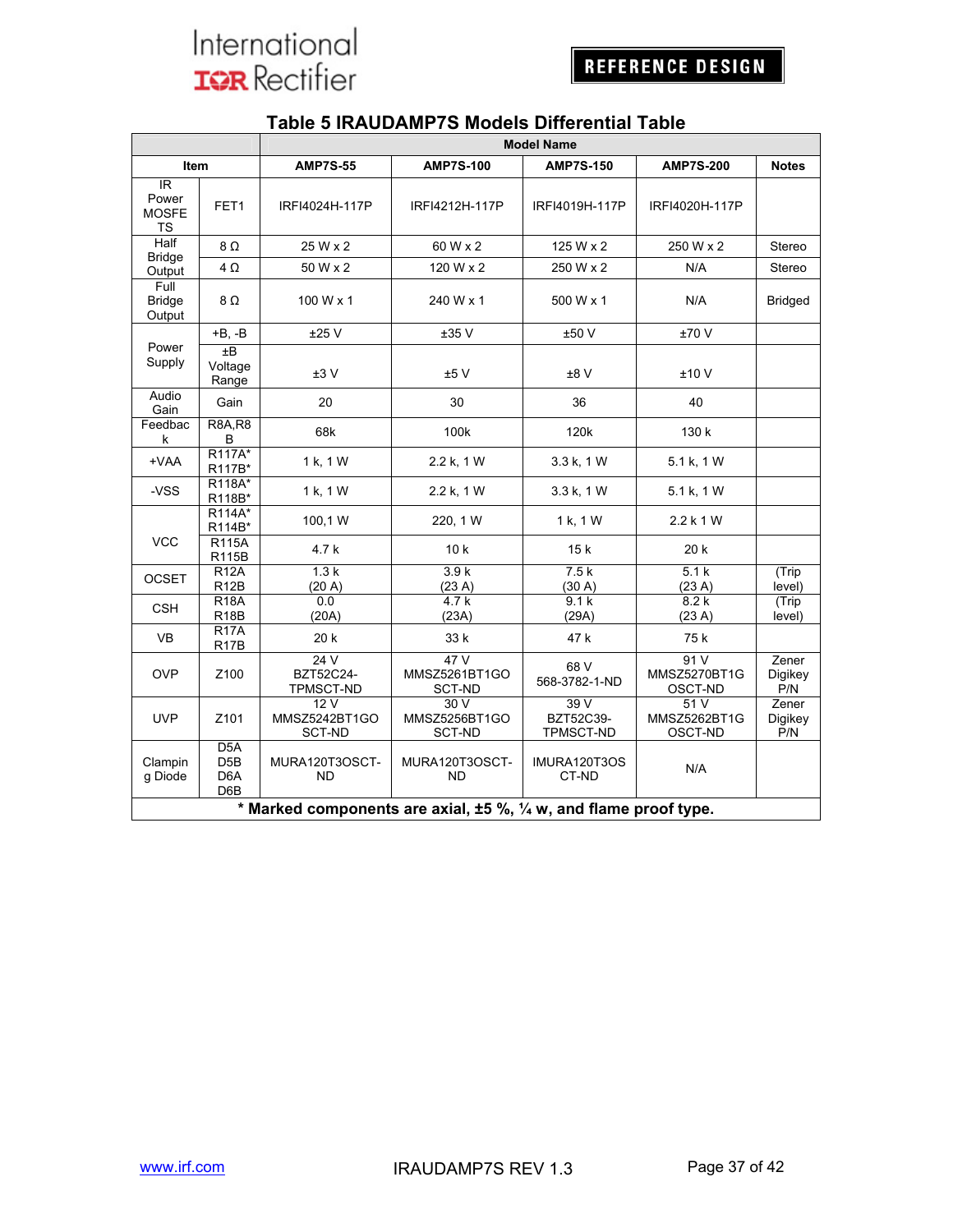### Table 5 IRAUDAMP7S Models Differential Table

| Item | | AMP7S-55 | AMP7S-100 | AMP7S-150 | AMP7S-200 | Notes |
|---|---|---|---|---|---|---|
| | | **Model Name** | | | | |
| IR Power MOSFETS | FET1 | IRFI4024H-117P | IRFI4212H-117P | IRFI4019H-117P | IRFI4020H-117P | |
| Half Bridge Output | 8 Ω | 25 W x 2 | 60 W x 2 | 125 W x 2 | 250 W x 2 | Stereo |
| | 4 Ω | 50 W x 2 | 120 W x 2 | 250 W x 2 | N/A | Stereo |
| Full Bridge Output | 8 Ω | 100 W x 1 | 240 W x 1 | 500 W x 1 | N/A | Bridged |
| Power Supply | +B, -B | ±25 V | ±35 V | ±50 V | ±70 V | |
| | ±B Voltage Range | ±3 V | ±5 V | ±8 V | ±10 V | |
| Audio Gain | Gain | 20 | 30 | 36 | 40 | |
| Feedback | R8A,R8B | 68k | 100k | 120k | 130 k | |
| +VAA | R117A* R117B* | 1 k, 1 W | 2.2 k, 1 W | 3.3 k, 1 W | 5.1 k, 1 W | |
| -VSS | R118A* R118B* | 1 k, 1 W | 2.2 k, 1 W | 3.3 k, 1 W | 5.1 k, 1 W | |
| VCC | R114A* R114B* | 100,1 W | 220, 1 W | 1 k, 1 W | 2.2 k 1 W | |
| | R115A R115B | 4.7 k | 10 k | 15 k | 20 k | |
| OCSET | R12A R12B | 1.3 k (20 A) | 3.9 k (23 A) | 7.5 k (30 A) | 5.1 k (23 A) | (Trip level) |
| CSH | R18A R18B | 0.0 (20A) | 4.7 k (23A) | 9.1 k (29A) | 8.2 k (23 A) | (Trip level) |
| VB | R17A R17B | 20 k | 33 k | 47 k | 75 k | |
| OVP | Z100 | 24 V BZT52C24-TPMSCT-ND | 47 V MMSZ5261BT1GOSCT-ND | 68 V 568-3782-1-ND | 91 V MMSZ5270BT1GOSCT-ND | Zener Digikey P/N |
| UVP | Z101 | 12 V MMSZ5242BT1GOSCT-ND | 30 V MMSZ5256BT1GOSCT-ND | 39 V BZT52C39-TPMSCT-ND | 51 V MMSZ5262BT1GOSCT-ND | Zener Digikey P/N |
| Clamping Diode | D5A D5B D6A D6B | MURA120T3OSCT-ND | MURA120T3OSCT-ND | IMURA120T3OSCT-ND | N/A | |

**\* Marked components are axial, ±5 %, ¼ w, and flame proof type.**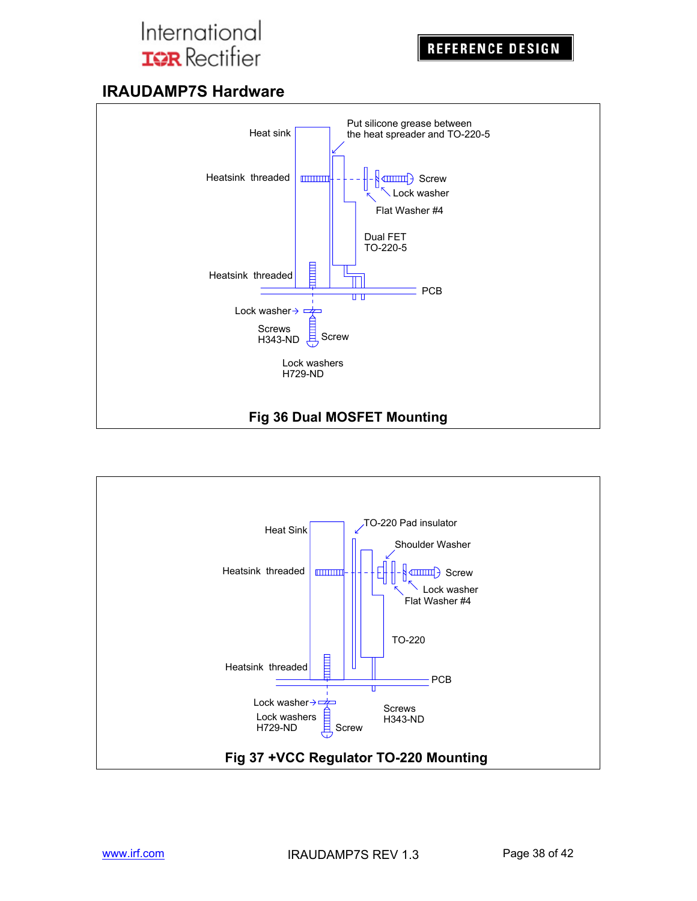## IRAUDAMP7S Hardware

Heat sink

Put silicone grease between the heat spreader and TO-220-5

Heatsink threaded

Screw

Lock washer

Flat Washer #4

Dual FET TO-220-5

Heatsink threaded

PCB

Lock washer

Screws H343-ND

Screw

Lock washers H729-ND

**Fig 36 Dual MOSFET Mounting**

Heat Sink

TO-220 Pad insulator

Shoulder Washer

Heatsink threaded

Screw

Lock washer

Flat Washer #4

TO-220

Heatsink threaded

PCB

Lock washer

Lock washers H729-ND

Screw

Screws H343-ND

**Fig 37 +VCC Regulator TO-220 Mounting**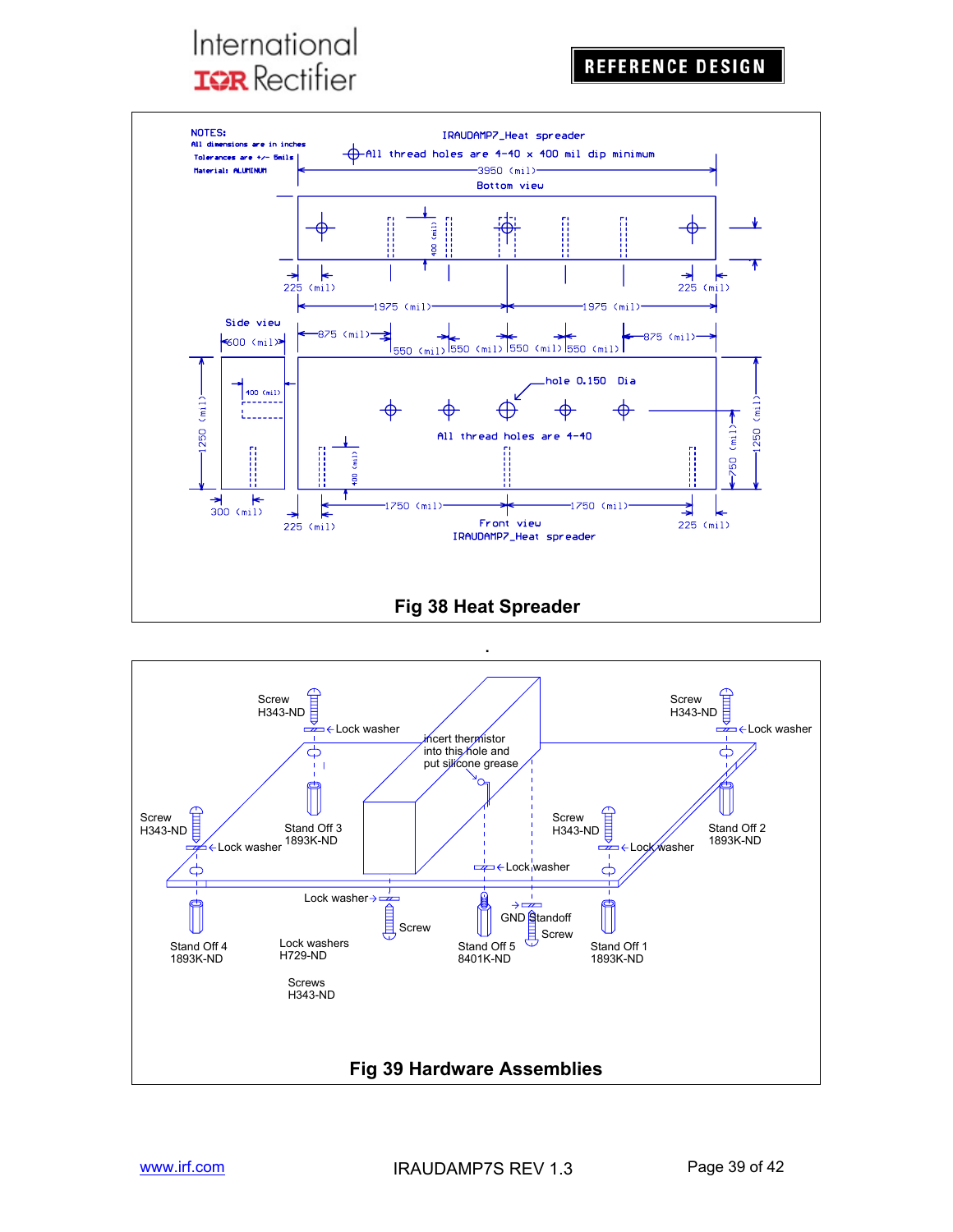NOTES:
All dimensions are in inches
Tolerances are +/- 5mils
Material: ALUMINUM

IRAUDAMP7_Heat spreader

All thread holes are 4-40 x 400 mil dip minimum

3950 (mil)

Bottom view

400 (mil)

225 (mil) 225 (mil)

1975 (mil) 1975 (mil)

Side view

600 (mil)

875 (mil) 550 (mil) 550 (mil) 550 (mil) 550 (mil) 875 (mil)

400 (mil)

hole 0.150 Dia

All thread holes are 4-40

1250 (mil) 750 (mil) 1250 (mil)

400 (mil)

300 (mil)

225 (mil) 1750 (mil) 1750 (mil) 225 (mil)

Front view

IRAUDAMP7_Heat spreader

**Fig 38 Heat Spreader**

Screw H343-ND
Lock washer
incert thermistor into this hole and put silicone grease
Stand Off 3 1893K-ND
Screw H343-ND
Lock washer
Stand Off 2 1893K-ND
Screw H343-ND
Lock washer
Screw H343-ND
Lock washer
Lock washer
Lock washer
Screw
GND Standoff
Screw
Stand Off 4 1893K-ND
Lock washers H729-ND
Screws H343-ND
Stand Off 5 8401K-ND
Stand Off 1 1893K-ND

**Fig 39 Hardware Assemblies**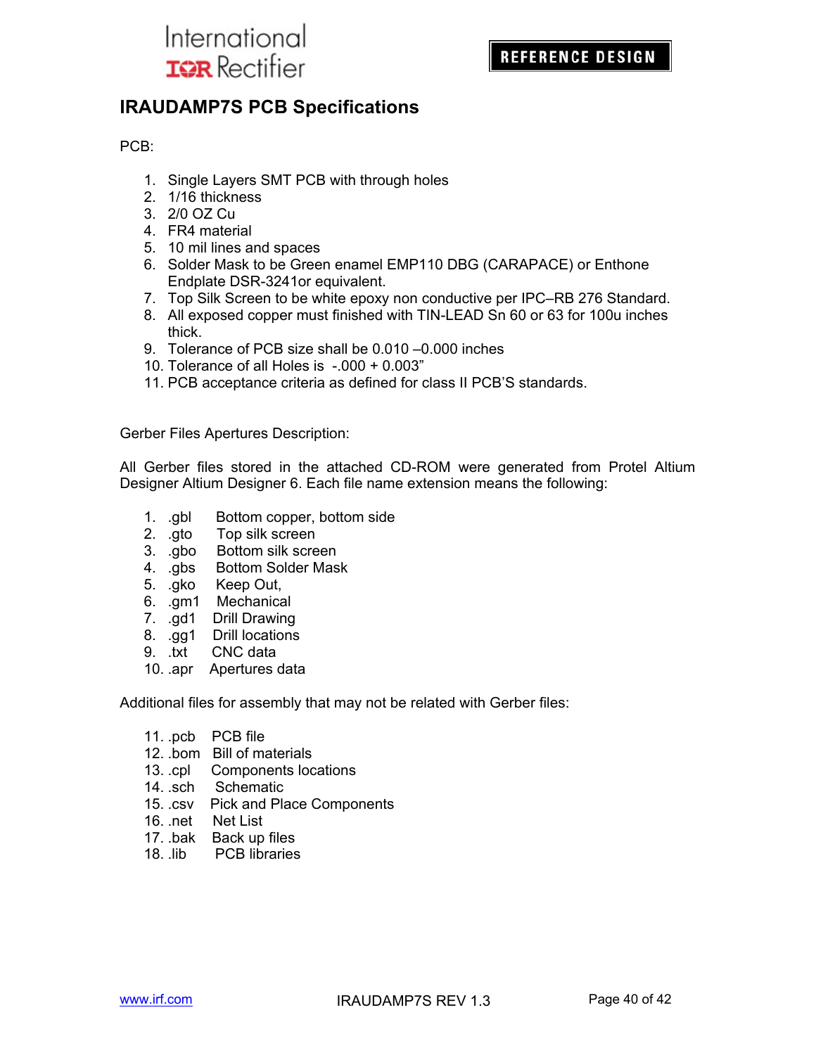# IRAUDAMP7S PCB Specifications

PCB:

1. Single Layers SMT PCB with through holes
2. 1/16 thickness
3. 2/0 OZ Cu
4. FR4 material
5. 10 mil lines and spaces
6. Solder Mask to be Green enamel EMP110 DBG (CARAPACE) or Enthone Endplate DSR-3241or equivalent.
7. Top Silk Screen to be white epoxy non conductive per IPC–RB 276 Standard.
8. All exposed copper must finished with TIN-LEAD Sn 60 or 63 for 100u inches thick.
9. Tolerance of PCB size shall be 0.010 –0.000 inches
10. Tolerance of all Holes is -.000 + 0.003"
11. PCB acceptance criteria as defined for class II PCB'S standards.

Gerber Files Apertures Description:

All Gerber files stored in the attached CD-ROM were generated from Protel Altium Designer Altium Designer 6. Each file name extension means the following:

1. .gbl  Bottom copper, bottom side
2. .gto  Top silk screen
3. .gbo  Bottom silk screen
4. .gbs  Bottom Solder Mask
5. .gko  Keep Out,
6. .gm1  Mechanical
7. .gd1  Drill Drawing
8. .gg1  Drill locations
9. .txt  CNC data
10. .apr  Apertures data

Additional files for assembly that may not be related with Gerber files:

11. .pcb  PCB file
12. .bom  Bill of materials
13. .cpl  Components locations
14. .sch  Schematic
15. .csv  Pick and Place Components
16. .net  Net List
17. .bak  Back up files
18. .lib  PCB libraries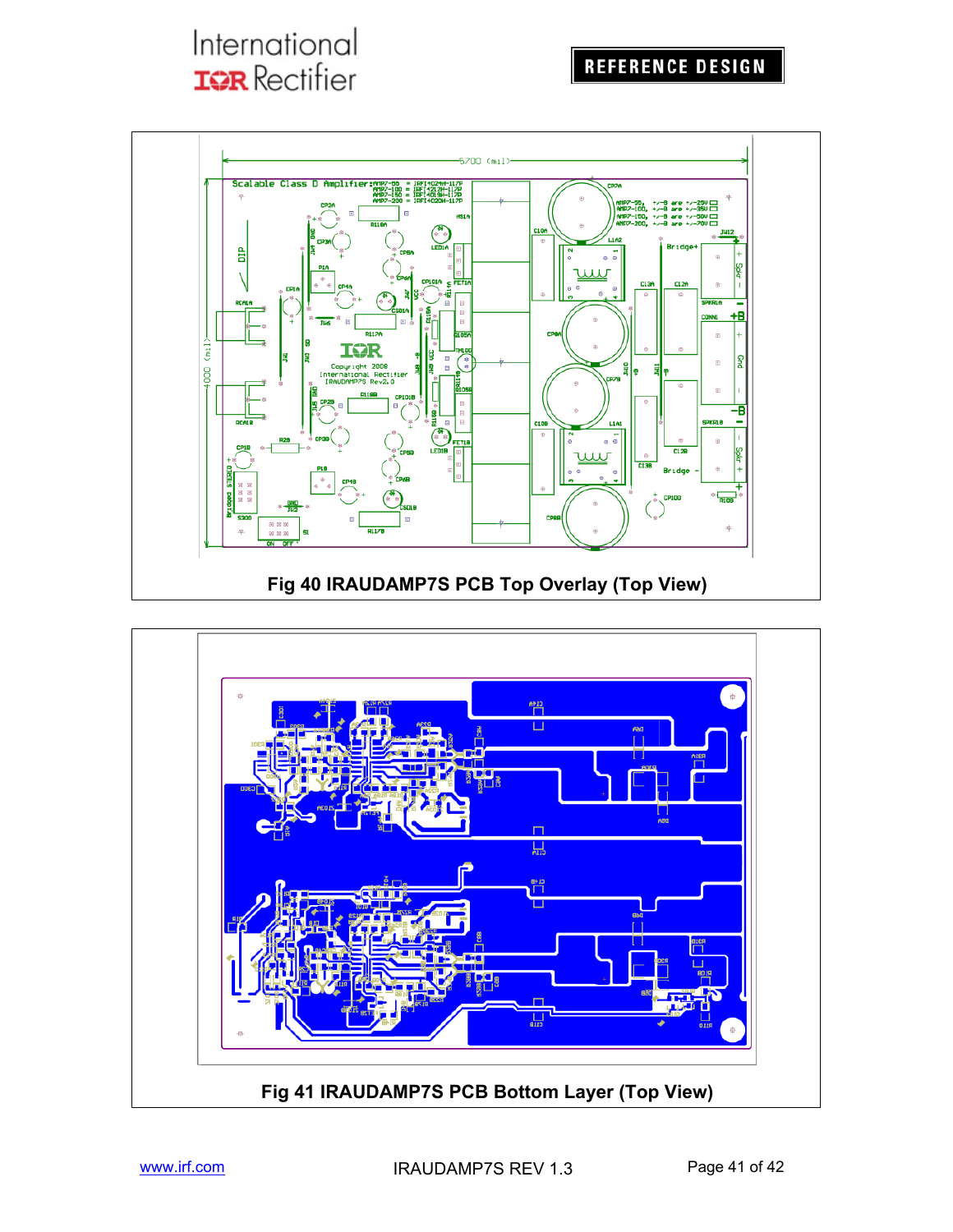Fig 40 IRAUDAMP7S PCB Top Overlay (Top View)

Fig 41 IRAUDAMP7S PCB Bottom Layer (Top View)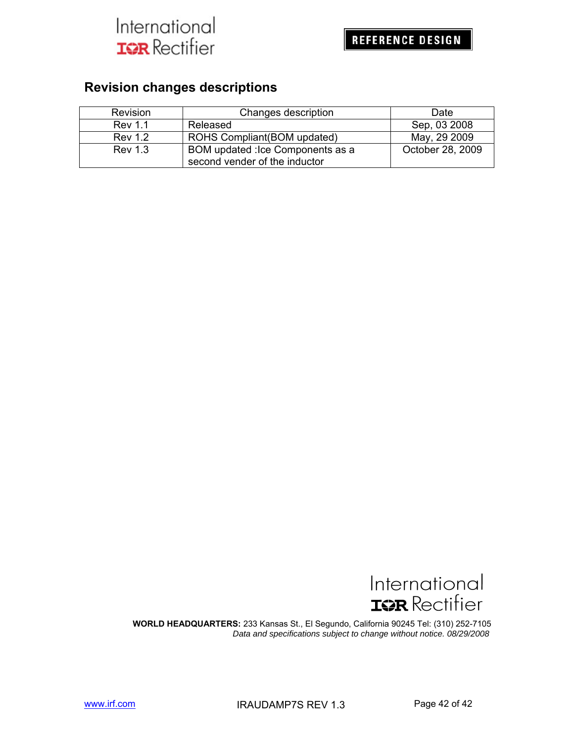## Revision changes descriptions

| Revision | Changes description | Date |
|---|---|---|
| Rev 1.1 | Released | Sep, 03 2008 |
| Rev 1.2 | ROHS Compliant(BOM updated) | May, 29 2009 |
| Rev 1.3 | BOM updated :Ice Components as a second vender of the inductor | October 28, 2009 |

International Rectifier

**WORLD HEADQUARTERS:** 233 Kansas St., El Segundo, California 90245 Tel: (310) 252-7105

*Data and specifications subject to change without notice. 08/29/2008*